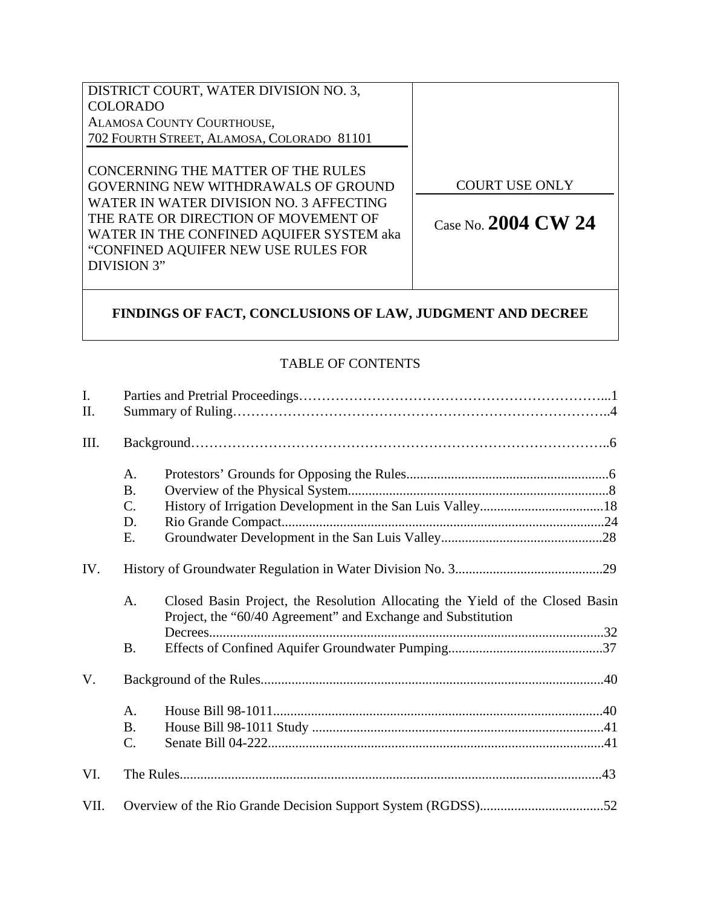DISTRICT COURT, WATER DIVISION NO. 3, COLORADO
ALAMOSA COUNTY COURTHOUSE,
702 FOURTH STREET, ALAMOSA, COLORADO 81101

CONCERNING THE MATTER OF THE RULES GOVERNING NEW WITHDRAWALS OF GROUND WATER IN WATER DIVISION NO. 3 AFFECTING THE RATE OR DIRECTION OF MOVEMENT OF WATER IN THE CONFINED AQUIFER SYSTEM aka "CONFINED AQUIFER NEW USE RULES FOR DIVISION 3"

COURT USE ONLY

Case No. **2004 CW 24**

**FINDINGS OF FACT, CONCLUSIONS OF LAW, JUDGMENT AND DECREE**

TABLE OF CONTENTS

I. Parties and Pretrial Proceedings......1
II. Summary of Ruling......4

III. Background......6

- A. Protestors' Grounds for Opposing the Rules......6
- B. Overview of the Physical System......8
- C. History of Irrigation Development in the San Luis Valley......18
- D. Rio Grande Compact......24
- E. Groundwater Development in the San Luis Valley......28

IV. History of Groundwater Regulation in Water Division No. 3......29

- A. Closed Basin Project, the Resolution Allocating the Yield of the Closed Basin Project, the "60/40 Agreement" and Exchange and Substitution Decrees......32
- B. Effects of Confined Aquifer Groundwater Pumping......37

V. Background of the Rules......40

- A. House Bill 98-1011......40
- B. House Bill 98-1011 Study......41
- C. Senate Bill 04-222......41

VI. The Rules......43

VII. Overview of the Rio Grande Decision Support System (RGDSS)......52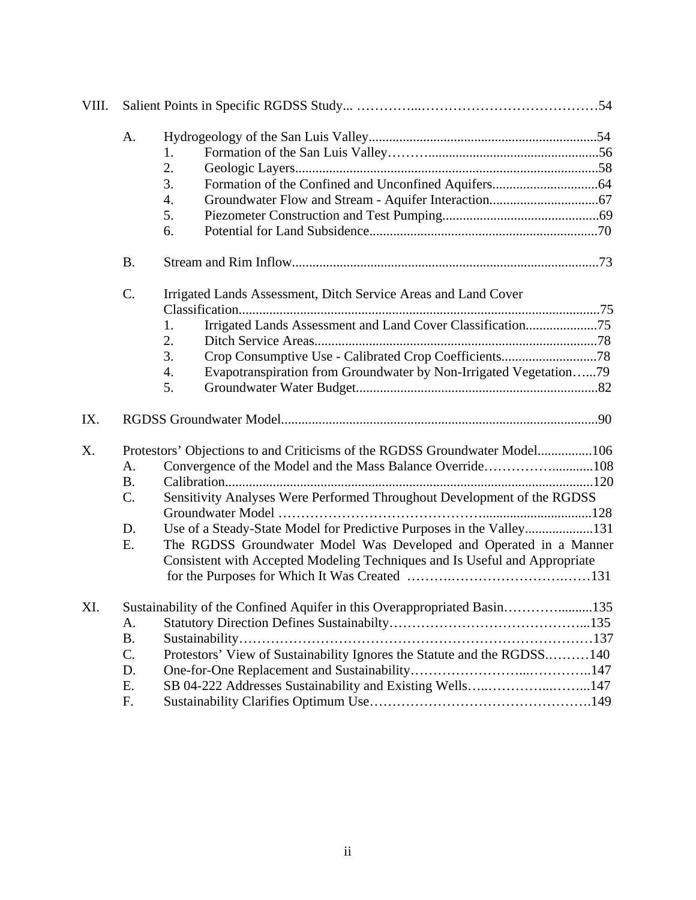VIII. Salient Points in Specific RGDSS Study... ..........................................................54

- A. Hydrogeology of the San Luis Valley..........................................................54
  - 1. Formation of the San Luis Valley..........................................................56
  - 2. Geologic Layers..........................................................58
  - 3. Formation of the Confined and Unconfined Aquifers..........................................................64
  - 4. Groundwater Flow and Stream - Aquifer Interaction..........................................................67
  - 5. Piezometer Construction and Test Pumping..........................................................69
  - 6. Potential for Land Subsidence..........................................................70
- B. Stream and Rim Inflow..........................................................73
- C. Irrigated Lands Assessment, Ditch Service Areas and Land Cover Classification..........................................................75
  - 1. Irrigated Lands Assessment and Land Cover Classification..........................................................75
  - 2. Ditch Service Areas..........................................................78
  - 3. Crop Consumptive Use - Calibrated Crop Coefficients..........................................................78
  - 4. Evapotranspiration from Groundwater by Non-Irrigated Vegetation…...79
  - 5. Groundwater Water Budget..........................................................82

IX. RGDSS Groundwater Model..........................................................90

X. Protestors' Objections to and Criticisms of the RGDSS Groundwater Model................106

- A. Convergence of the Model and the Mass Balance Override..........................................................108
- B. Calibration..........................................................120
- C. Sensitivity Analyses Were Performed Throughout Development of the RGDSS Groundwater Model ..........................................................128
- D. Use of a Steady-State Model for Predictive Purposes in the Valley..........................................................131
- E. The RGDSS Groundwater Model Was Developed and Operated in a Manner Consistent with Accepted Modeling Techniques and Is Useful and Appropriate for the Purposes for Which It Was Created ..........................................................131

XI. Sustainability of the Confined Aquifer in this Overappropriated Basin..........................................................135

- A. Statutory Direction Defines Sustainabilty..........................................................135
- B. Sustainability..........................................................137
- C. Protestors' View of Sustainability Ignores the Statute and the RGDSS..........................................................140
- D. One-for-One Replacement and Sustainability..........................................................147
- E. SB 04-222 Addresses Sustainability and Existing Wells..........................................................147
- F. Sustainability Clarifies Optimum Use..........................................................149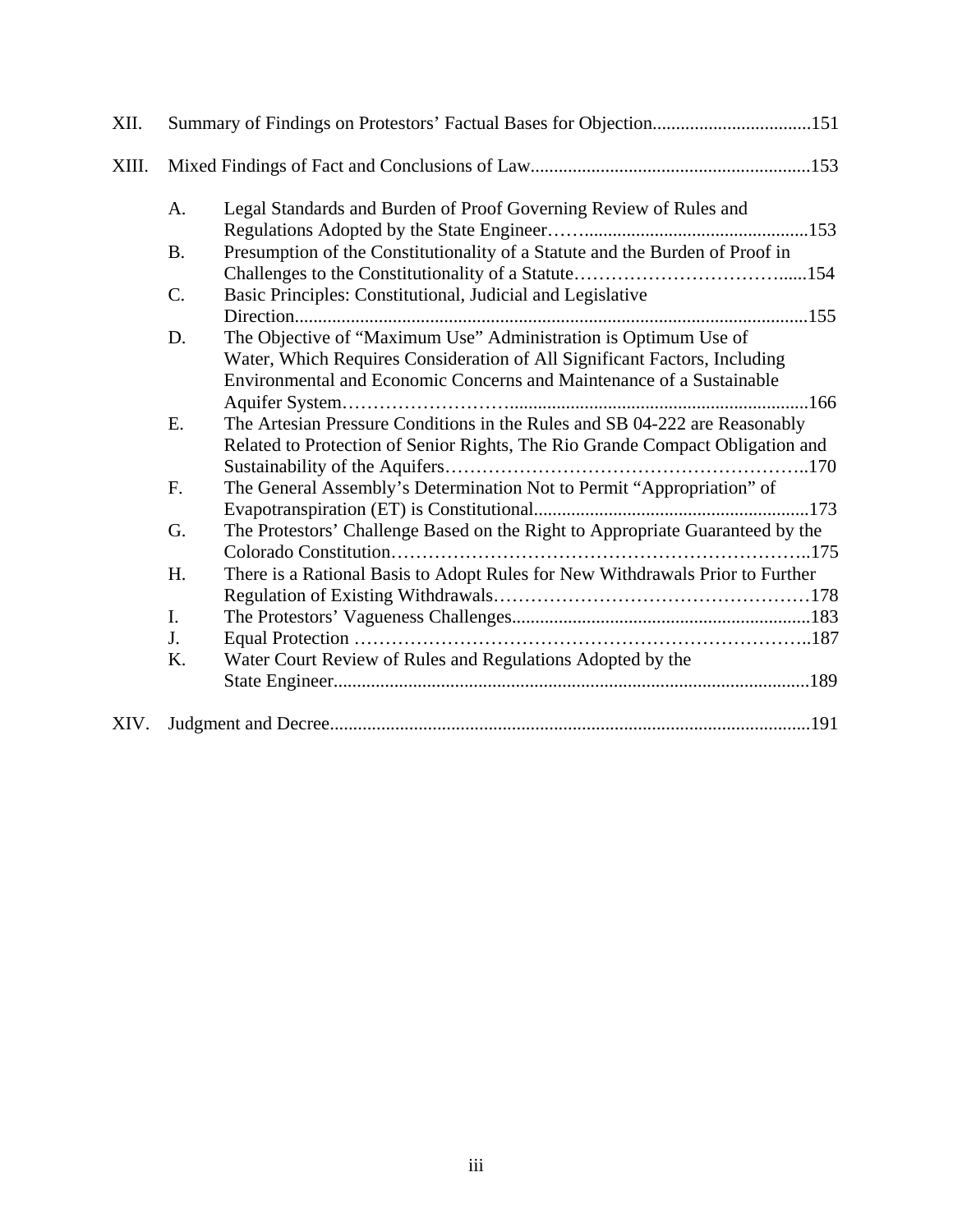XII. Summary of Findings on Protestors' Factual Bases for Objection.................................151

XIII. Mixed Findings of Fact and Conclusions of Law...........................................................153

- A. Legal Standards and Burden of Proof Governing Review of Rules and Regulations Adopted by the State Engineer……..................................................153
- B. Presumption of the Constitutionality of a Statute and the Burden of Proof in Challenges to the Constitutionality of a Statute………………………………......154
- C. Basic Principles: Constitutional, Judicial and Legislative Direction.............................................................................................................155
- D. The Objective of "Maximum Use" Administration is Optimum Use of Water, Which Requires Consideration of All Significant Factors, Including Environmental and Economic Concerns and Maintenance of a Sustainable Aquifer System……………………..............................................................166
- E. The Artesian Pressure Conditions in the Rules and SB 04-222 are Reasonably Related to Protection of Senior Rights, The Rio Grande Compact Obligation and Sustainability of the Aquifers…………………………………………………..170
- F. The General Assembly's Determination Not to Permit "Appropriation" of Evapotranspiration (ET) is Constitutional..........................................................173
- G. The Protestors' Challenge Based on the Right to Appropriate Guaranteed by the Colorado Constitution………………………………………………………..175
- H. There is a Rational Basis to Adopt Rules for New Withdrawals Prior to Further Regulation of Existing Withdrawals……………………………………………178
- I. The Protestors' Vagueness Challenges................................................................183
- J. Equal Protection ………………………………………………………………..187
- K. Water Court Review of Rules and Regulations Adopted by the State Engineer.....................................................................................................189

XIV. Judgment and Decree.....................................................................................................191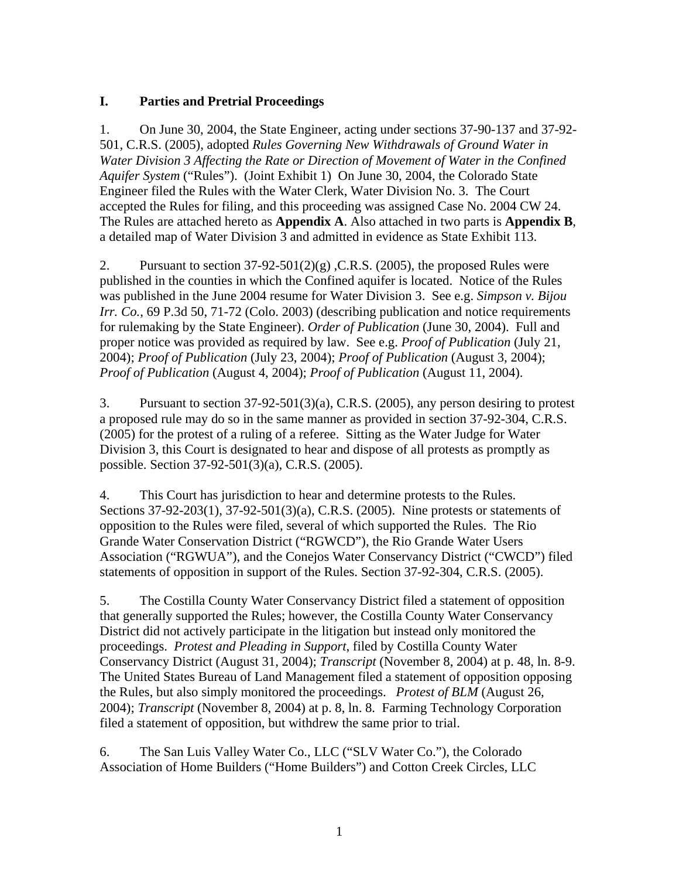## I. Parties and Pretrial Proceedings

1. On June 30, 2004, the State Engineer, acting under sections 37-90-137 and 37-92-501, C.R.S. (2005), adopted *Rules Governing New Withdrawals of Ground Water in Water Division 3 Affecting the Rate or Direction of Movement of Water in the Confined Aquifer System* ("Rules"). (Joint Exhibit 1) On June 30, 2004, the Colorado State Engineer filed the Rules with the Water Clerk, Water Division No. 3. The Court accepted the Rules for filing, and this proceeding was assigned Case No. 2004 CW 24. The Rules are attached hereto as **Appendix A**. Also attached in two parts is **Appendix B**, a detailed map of Water Division 3 and admitted in evidence as State Exhibit 113.

2. Pursuant to section 37-92-501(2)(g) ,C.R.S. (2005), the proposed Rules were published in the counties in which the Confined aquifer is located. Notice of the Rules was published in the June 2004 resume for Water Division 3. See e.g. *Simpson v. Bijou Irr. Co.*, 69 P.3d 50, 71-72 (Colo. 2003) (describing publication and notice requirements for rulemaking by the State Engineer). *Order of Publication* (June 30, 2004). Full and proper notice was provided as required by law. See e.g. *Proof of Publication* (July 21, 2004); *Proof of Publication* (July 23, 2004); *Proof of Publication* (August 3, 2004); *Proof of Publication* (August 4, 2004); *Proof of Publication* (August 11, 2004).

3. Pursuant to section 37-92-501(3)(a), C.R.S. (2005), any person desiring to protest a proposed rule may do so in the same manner as provided in section 37-92-304, C.R.S. (2005) for the protest of a ruling of a referee. Sitting as the Water Judge for Water Division 3, this Court is designated to hear and dispose of all protests as promptly as possible. Section 37-92-501(3)(a), C.R.S. (2005).

4. This Court has jurisdiction to hear and determine protests to the Rules. Sections 37-92-203(1), 37-92-501(3)(a), C.R.S. (2005). Nine protests or statements of opposition to the Rules were filed, several of which supported the Rules. The Rio Grande Water Conservation District ("RGWCD"), the Rio Grande Water Users Association ("RGWUA"), and the Conejos Water Conservancy District ("CWCD") filed statements of opposition in support of the Rules. Section 37-92-304, C.R.S. (2005).

5. The Costilla County Water Conservancy District filed a statement of opposition that generally supported the Rules; however, the Costilla County Water Conservancy District did not actively participate in the litigation but instead only monitored the proceedings. *Protest and Pleading in Support*, filed by Costilla County Water Conservancy District (August 31, 2004); *Transcript* (November 8, 2004) at p. 48, ln. 8-9. The United States Bureau of Land Management filed a statement of opposition opposing the Rules, but also simply monitored the proceedings. *Protest of BLM* (August 26, 2004); *Transcript* (November 8, 2004) at p. 8, ln. 8. Farming Technology Corporation filed a statement of opposition, but withdrew the same prior to trial.

6. The San Luis Valley Water Co., LLC ("SLV Water Co."), the Colorado Association of Home Builders ("Home Builders") and Cotton Creek Circles, LLC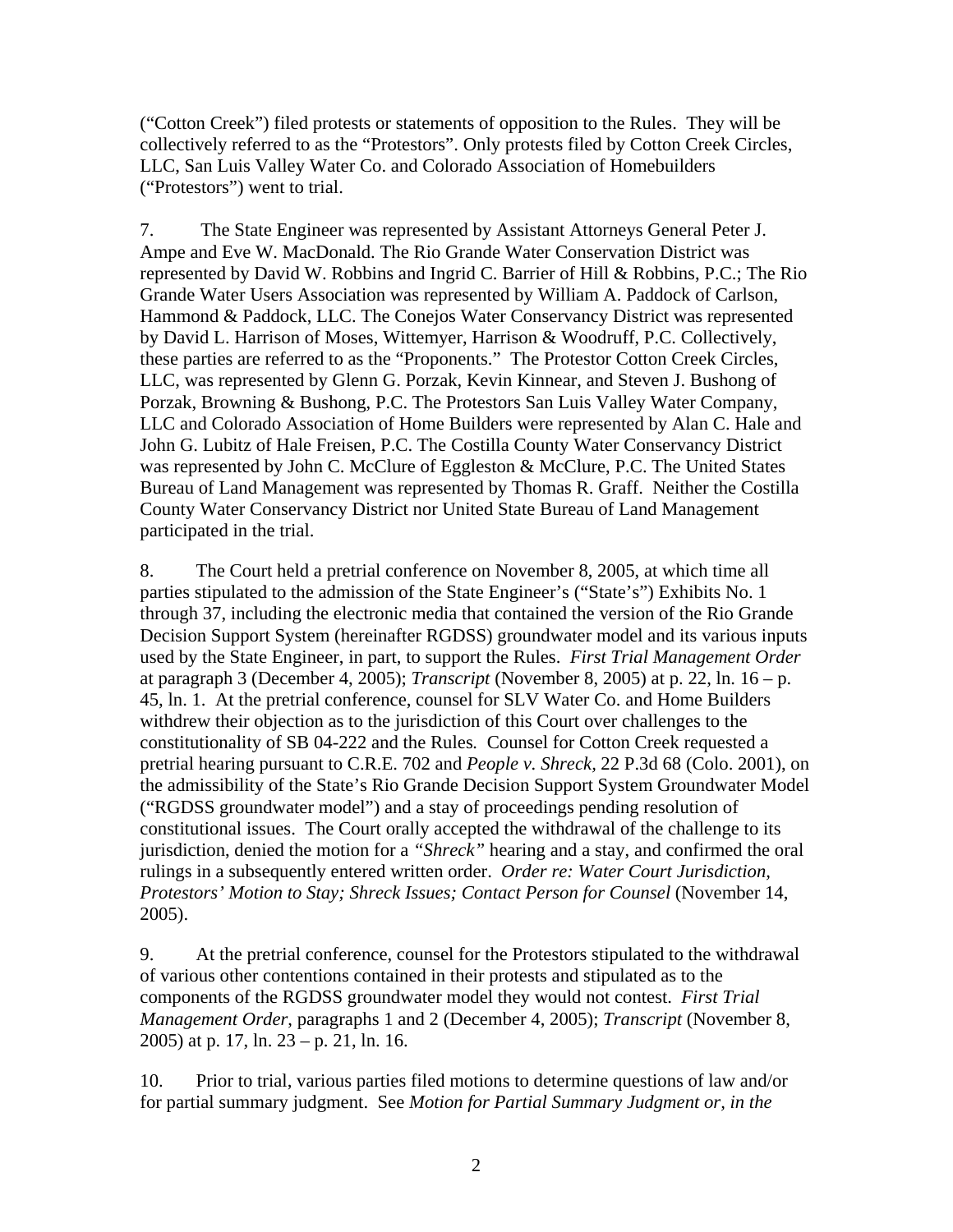("Cotton Creek") filed protests or statements of opposition to the Rules. They will be collectively referred to as the "Protestors". Only protests filed by Cotton Creek Circles, LLC, San Luis Valley Water Co. and Colorado Association of Homebuilders ("Protestors") went to trial.

7. The State Engineer was represented by Assistant Attorneys General Peter J. Ampe and Eve W. MacDonald. The Rio Grande Water Conservation District was represented by David W. Robbins and Ingrid C. Barrier of Hill & Robbins, P.C.; The Rio Grande Water Users Association was represented by William A. Paddock of Carlson, Hammond & Paddock, LLC. The Conejos Water Conservancy District was represented by David L. Harrison of Moses, Wittemyer, Harrison & Woodruff, P.C. Collectively, these parties are referred to as the "Proponents." The Protestor Cotton Creek Circles, LLC, was represented by Glenn G. Porzak, Kevin Kinnear, and Steven J. Bushong of Porzak, Browning & Bushong, P.C. The Protestors San Luis Valley Water Company, LLC and Colorado Association of Home Builders were represented by Alan C. Hale and John G. Lubitz of Hale Freisen, P.C. The Costilla County Water Conservancy District was represented by John C. McClure of Eggleston & McClure, P.C. The United States Bureau of Land Management was represented by Thomas R. Graff. Neither the Costilla County Water Conservancy District nor United State Bureau of Land Management participated in the trial.

8. The Court held a pretrial conference on November 8, 2005, at which time all parties stipulated to the admission of the State Engineer's ("State's") Exhibits No. 1 through 37, including the electronic media that contained the version of the Rio Grande Decision Support System (hereinafter RGDSS) groundwater model and its various inputs used by the State Engineer, in part, to support the Rules. *First Trial Management Order* at paragraph 3 (December 4, 2005); *Transcript* (November 8, 2005) at p. 22, ln. 16 – p. 45, ln. 1. At the pretrial conference, counsel for SLV Water Co. and Home Builders withdrew their objection as to the jurisdiction of this Court over challenges to the constitutionality of SB 04-222 and the Rules. Counsel for Cotton Creek requested a pretrial hearing pursuant to C.R.E. 702 and *People v. Shreck*, 22 P.3d 68 (Colo. 2001), on the admissibility of the State's Rio Grande Decision Support System Groundwater Model ("RGDSS groundwater model") and a stay of proceedings pending resolution of constitutional issues. The Court orally accepted the withdrawal of the challenge to its jurisdiction, denied the motion for a *"Shreck"* hearing and a stay, and confirmed the oral rulings in a subsequently entered written order. *Order re: Water Court Jurisdiction, Protestors' Motion to Stay; Shreck Issues; Contact Person for Counsel* (November 14, 2005).

9. At the pretrial conference, counsel for the Protestors stipulated to the withdrawal of various other contentions contained in their protests and stipulated as to the components of the RGDSS groundwater model they would not contest. *First Trial Management Order*, paragraphs 1 and 2 (December 4, 2005); *Transcript* (November 8, 2005) at p. 17, ln. 23 – p. 21, ln. 16.

10. Prior to trial, various parties filed motions to determine questions of law and/or for partial summary judgment. See *Motion for Partial Summary Judgment or, in the*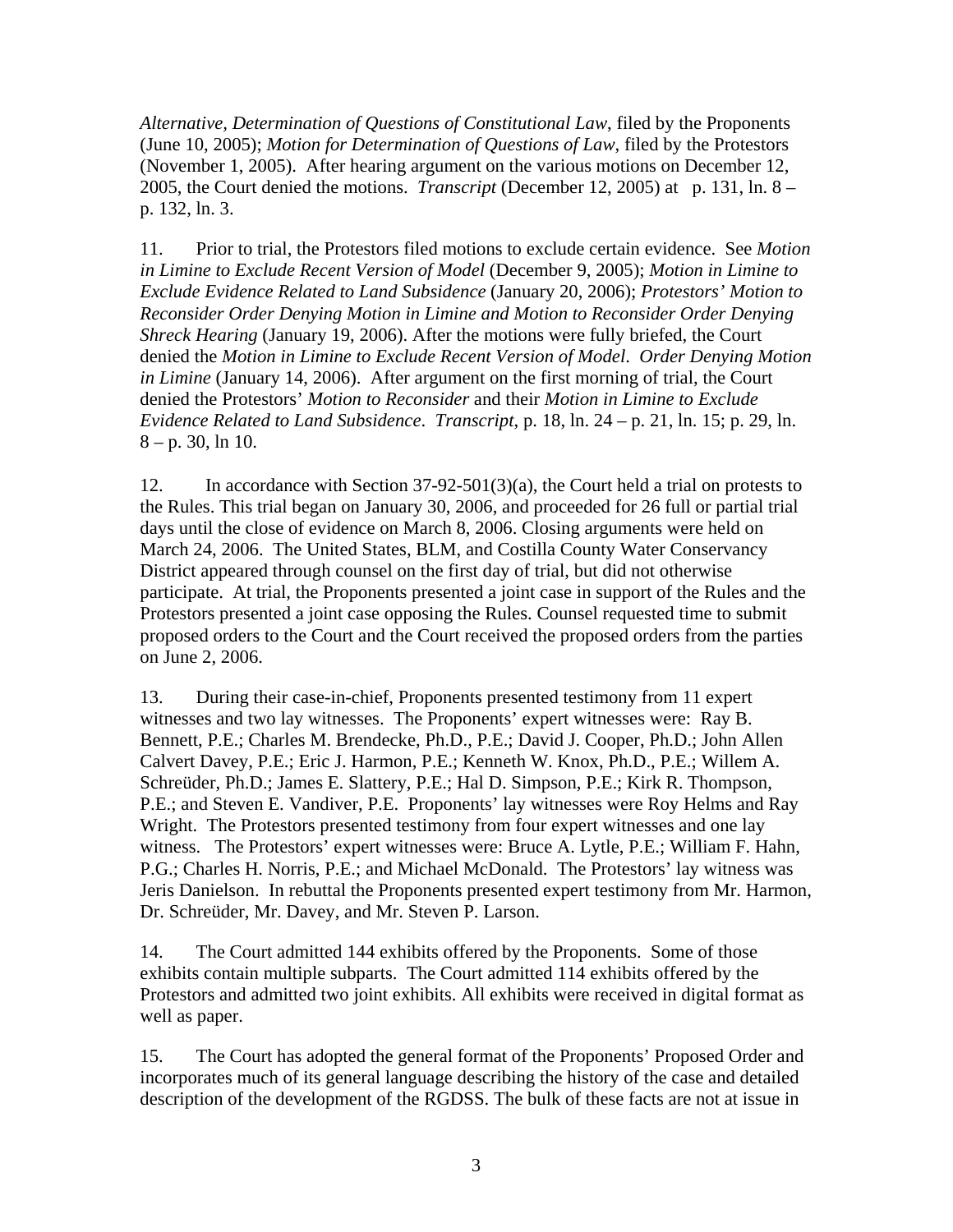*Alternative, Determination of Questions of Constitutional Law*, filed by the Proponents (June 10, 2005); *Motion for Determination of Questions of Law*, filed by the Protestors (November 1, 2005). After hearing argument on the various motions on December 12, 2005, the Court denied the motions. *Transcript* (December 12, 2005) at p. 131, ln. 8 – p. 132, ln. 3.

11. Prior to trial, the Protestors filed motions to exclude certain evidence. See *Motion in Limine to Exclude Recent Version of Model* (December 9, 2005); *Motion in Limine to Exclude Evidence Related to Land Subsidence* (January 20, 2006); *Protestors' Motion to Reconsider Order Denying Motion in Limine and Motion to Reconsider Order Denying Shreck Hearing* (January 19, 2006). After the motions were fully briefed, the Court denied the *Motion in Limine to Exclude Recent Version of Model*. *Order Denying Motion in Limine* (January 14, 2006). After argument on the first morning of trial, the Court denied the Protestors' *Motion to Reconsider* and their *Motion in Limine to Exclude Evidence Related to Land Subsidence*. *Transcript*, p. 18, ln. 24 – p. 21, ln. 15; p. 29, ln. 8 – p. 30, ln 10.

12. In accordance with Section 37-92-501(3)(a), the Court held a trial on protests to the Rules. This trial began on January 30, 2006, and proceeded for 26 full or partial trial days until the close of evidence on March 8, 2006. Closing arguments were held on March 24, 2006. The United States, BLM, and Costilla County Water Conservancy District appeared through counsel on the first day of trial, but did not otherwise participate. At trial, the Proponents presented a joint case in support of the Rules and the Protestors presented a joint case opposing the Rules. Counsel requested time to submit proposed orders to the Court and the Court received the proposed orders from the parties on June 2, 2006.

13. During their case-in-chief, Proponents presented testimony from 11 expert witnesses and two lay witnesses. The Proponents' expert witnesses were: Ray B. Bennett, P.E.; Charles M. Brendecke, Ph.D., P.E.; David J. Cooper, Ph.D.; John Allen Calvert Davey, P.E.; Eric J. Harmon, P.E.; Kenneth W. Knox, Ph.D., P.E.; Willem A. Schreüder, Ph.D.; James E. Slattery, P.E.; Hal D. Simpson, P.E.; Kirk R. Thompson, P.E.; and Steven E. Vandiver, P.E. Proponents' lay witnesses were Roy Helms and Ray Wright. The Protestors presented testimony from four expert witnesses and one lay witness. The Protestors' expert witnesses were: Bruce A. Lytle, P.E.; William F. Hahn, P.G.; Charles H. Norris, P.E.; and Michael McDonald. The Protestors' lay witness was Jeris Danielson. In rebuttal the Proponents presented expert testimony from Mr. Harmon, Dr. Schreüder, Mr. Davey, and Mr. Steven P. Larson.

14. The Court admitted 144 exhibits offered by the Proponents. Some of those exhibits contain multiple subparts. The Court admitted 114 exhibits offered by the Protestors and admitted two joint exhibits. All exhibits were received in digital format as well as paper.

15. The Court has adopted the general format of the Proponents' Proposed Order and incorporates much of its general language describing the history of the case and detailed description of the development of the RGDSS. The bulk of these facts are not at issue in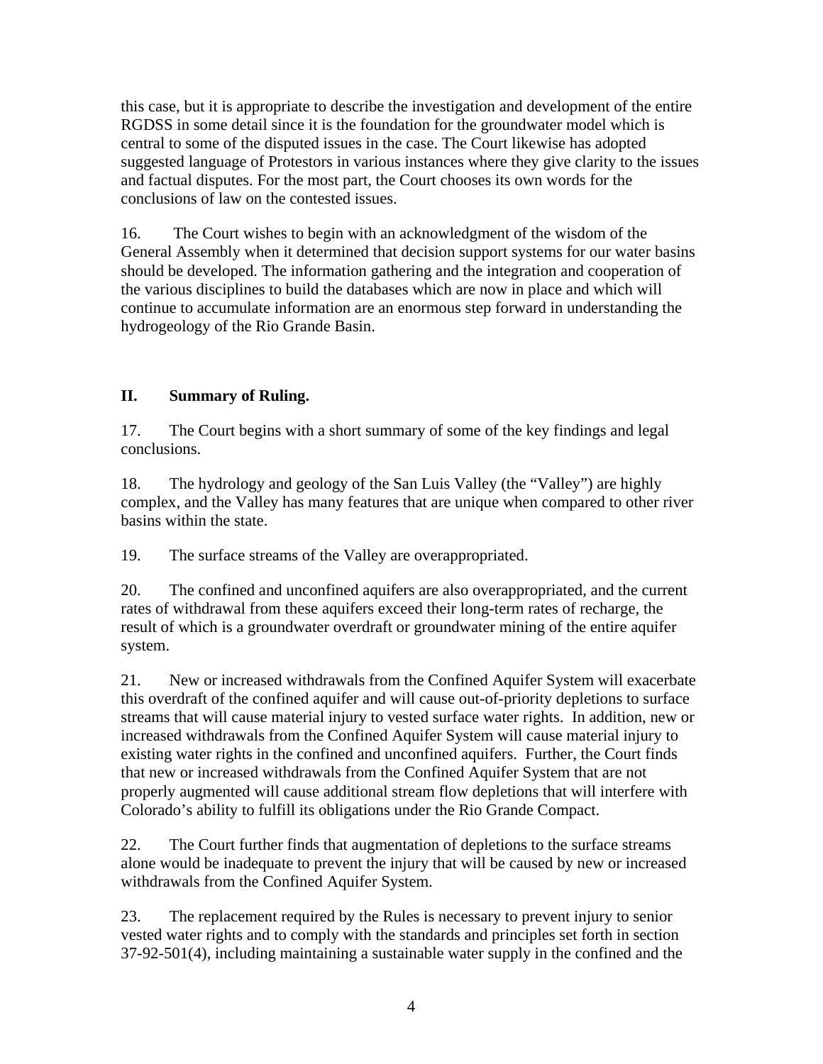this case, but it is appropriate to describe the investigation and development of the entire RGDSS in some detail since it is the foundation for the groundwater model which is central to some of the disputed issues in the case. The Court likewise has adopted suggested language of Protestors in various instances where they give clarity to the issues and factual disputes. For the most part, the Court chooses its own words for the conclusions of law on the contested issues.

16. The Court wishes to begin with an acknowledgment of the wisdom of the General Assembly when it determined that decision support systems for our water basins should be developed. The information gathering and the integration and cooperation of the various disciplines to build the databases which are now in place and which will continue to accumulate information are an enormous step forward in understanding the hydrogeology of the Rio Grande Basin.

## II. Summary of Ruling.

17. The Court begins with a short summary of some of the key findings and legal conclusions.

18. The hydrology and geology of the San Luis Valley (the "Valley") are highly complex, and the Valley has many features that are unique when compared to other river basins within the state.

19. The surface streams of the Valley are overappropriated.

20. The confined and unconfined aquifers are also overappropriated, and the current rates of withdrawal from these aquifers exceed their long-term rates of recharge, the result of which is a groundwater overdraft or groundwater mining of the entire aquifer system.

21. New or increased withdrawals from the Confined Aquifer System will exacerbate this overdraft of the confined aquifer and will cause out-of-priority depletions to surface streams that will cause material injury to vested surface water rights. In addition, new or increased withdrawals from the Confined Aquifer System will cause material injury to existing water rights in the confined and unconfined aquifers. Further, the Court finds that new or increased withdrawals from the Confined Aquifer System that are not properly augmented will cause additional stream flow depletions that will interfere with Colorado's ability to fulfill its obligations under the Rio Grande Compact.

22. The Court further finds that augmentation of depletions to the surface streams alone would be inadequate to prevent the injury that will be caused by new or increased withdrawals from the Confined Aquifer System.

23. The replacement required by the Rules is necessary to prevent injury to senior vested water rights and to comply with the standards and principles set forth in section 37-92-501(4), including maintaining a sustainable water supply in the confined and the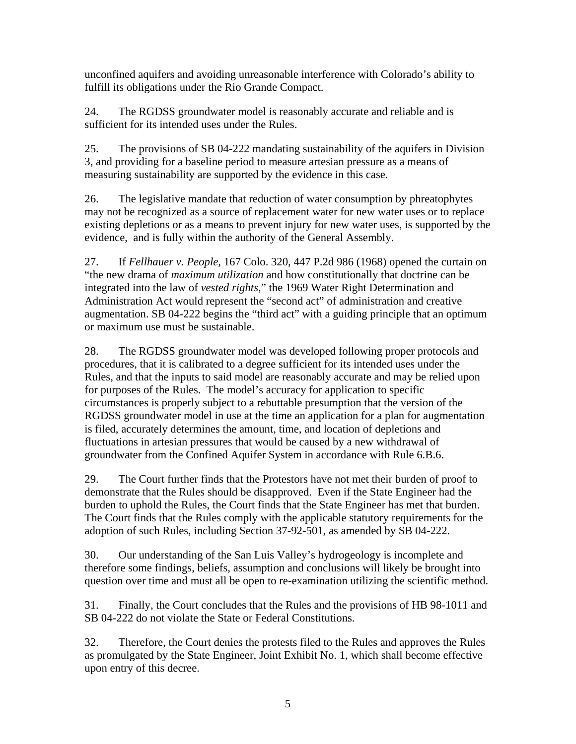unconfined aquifers and avoiding unreasonable interference with Colorado's ability to fulfill its obligations under the Rio Grande Compact.

24. The RGDSS groundwater model is reasonably accurate and reliable and is sufficient for its intended uses under the Rules.

25. The provisions of SB 04-222 mandating sustainability of the aquifers in Division 3, and providing for a baseline period to measure artesian pressure as a means of measuring sustainability are supported by the evidence in this case.

26. The legislative mandate that reduction of water consumption by phreatophytes may not be recognized as a source of replacement water for new water uses or to replace existing depletions or as a means to prevent injury for new water uses, is supported by the evidence, and is fully within the authority of the General Assembly.

27. If *Fellhauer v. People,* 167 Colo. 320, 447 P.2d 986 (1968) opened the curtain on "the new drama of *maximum utilization* and how constitutionally that doctrine can be integrated into the law of *vested rights*," the 1969 Water Right Determination and Administration Act would represent the "second act" of administration and creative augmentation. SB 04-222 begins the "third act" with a guiding principle that an optimum or maximum use must be sustainable.

28. The RGDSS groundwater model was developed following proper protocols and procedures, that it is calibrated to a degree sufficient for its intended uses under the Rules, and that the inputs to said model are reasonably accurate and may be relied upon for purposes of the Rules. The model's accuracy for application to specific circumstances is properly subject to a rebuttable presumption that the version of the RGDSS groundwater model in use at the time an application for a plan for augmentation is filed, accurately determines the amount, time, and location of depletions and fluctuations in artesian pressures that would be caused by a new withdrawal of groundwater from the Confined Aquifer System in accordance with Rule 6.B.6.

29. The Court further finds that the Protestors have not met their burden of proof to demonstrate that the Rules should be disapproved. Even if the State Engineer had the burden to uphold the Rules, the Court finds that the State Engineer has met that burden. The Court finds that the Rules comply with the applicable statutory requirements for the adoption of such Rules, including Section 37-92-501, as amended by SB 04-222.

30. Our understanding of the San Luis Valley's hydrogeology is incomplete and therefore some findings, beliefs, assumption and conclusions will likely be brought into question over time and must all be open to re-examination utilizing the scientific method.

31. Finally, the Court concludes that the Rules and the provisions of HB 98-1011 and SB 04-222 do not violate the State or Federal Constitutions.

32. Therefore, the Court denies the protests filed to the Rules and approves the Rules as promulgated by the State Engineer, Joint Exhibit No. 1, which shall become effective upon entry of this decree.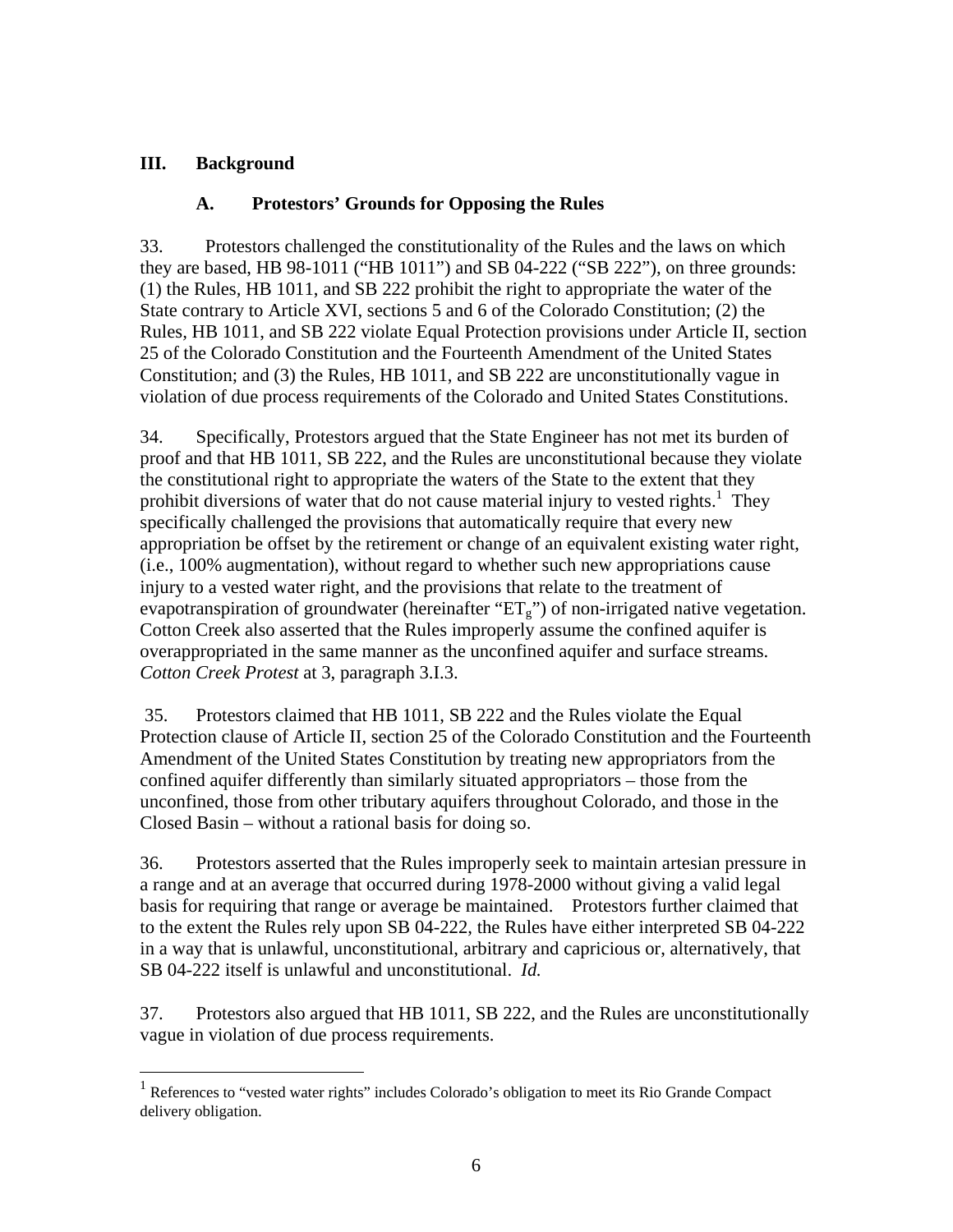## III. Background

### A. Protestors' Grounds for Opposing the Rules

33. Protestors challenged the constitutionality of the Rules and the laws on which they are based, HB 98-1011 ("HB 1011") and SB 04-222 ("SB 222"), on three grounds: (1) the Rules, HB 1011, and SB 222 prohibit the right to appropriate the water of the State contrary to Article XVI, sections 5 and 6 of the Colorado Constitution; (2) the Rules, HB 1011, and SB 222 violate Equal Protection provisions under Article II, section 25 of the Colorado Constitution and the Fourteenth Amendment of the United States Constitution; and (3) the Rules, HB 1011, and SB 222 are unconstitutionally vague in violation of due process requirements of the Colorado and United States Constitutions.

34. Specifically, Protestors argued that the State Engineer has not met its burden of proof and that HB 1011, SB 222, and the Rules are unconstitutional because they violate the constitutional right to appropriate the waters of the State to the extent that they prohibit diversions of water that do not cause material injury to vested rights.[1] They specifically challenged the provisions that automatically require that every new appropriation be offset by the retirement or change of an equivalent existing water right, (i.e., 100% augmentation), without regard to whether such new appropriations cause injury to a vested water right, and the provisions that relate to the treatment of evapotranspiration of groundwater (hereinafter "$ET_g$") of non-irrigated native vegetation. Cotton Creek also asserted that the Rules improperly assume the confined aquifer is overappropriated in the same manner as the unconfined aquifer and surface streams. *Cotton Creek Protest* at 3, paragraph 3.I.3.

35. Protestors claimed that HB 1011, SB 222 and the Rules violate the Equal Protection clause of Article II, section 25 of the Colorado Constitution and the Fourteenth Amendment of the United States Constitution by treating new appropriators from the confined aquifer differently than similarly situated appropriators – those from the unconfined, those from other tributary aquifers throughout Colorado, and those in the Closed Basin – without a rational basis for doing so.

36. Protestors asserted that the Rules improperly seek to maintain artesian pressure in a range and at an average that occurred during 1978-2000 without giving a valid legal basis for requiring that range or average be maintained. Protestors further claimed that to the extent the Rules rely upon SB 04-222, the Rules have either interpreted SB 04-222 in a way that is unlawful, unconstitutional, arbitrary and capricious or, alternatively, that SB 04-222 itself is unlawful and unconstitutional. *Id.*

37. Protestors also argued that HB 1011, SB 222, and the Rules are unconstitutionally vague in violation of due process requirements.

---

[1] References to "vested water rights" includes Colorado's obligation to meet its Rio Grande Compact delivery obligation.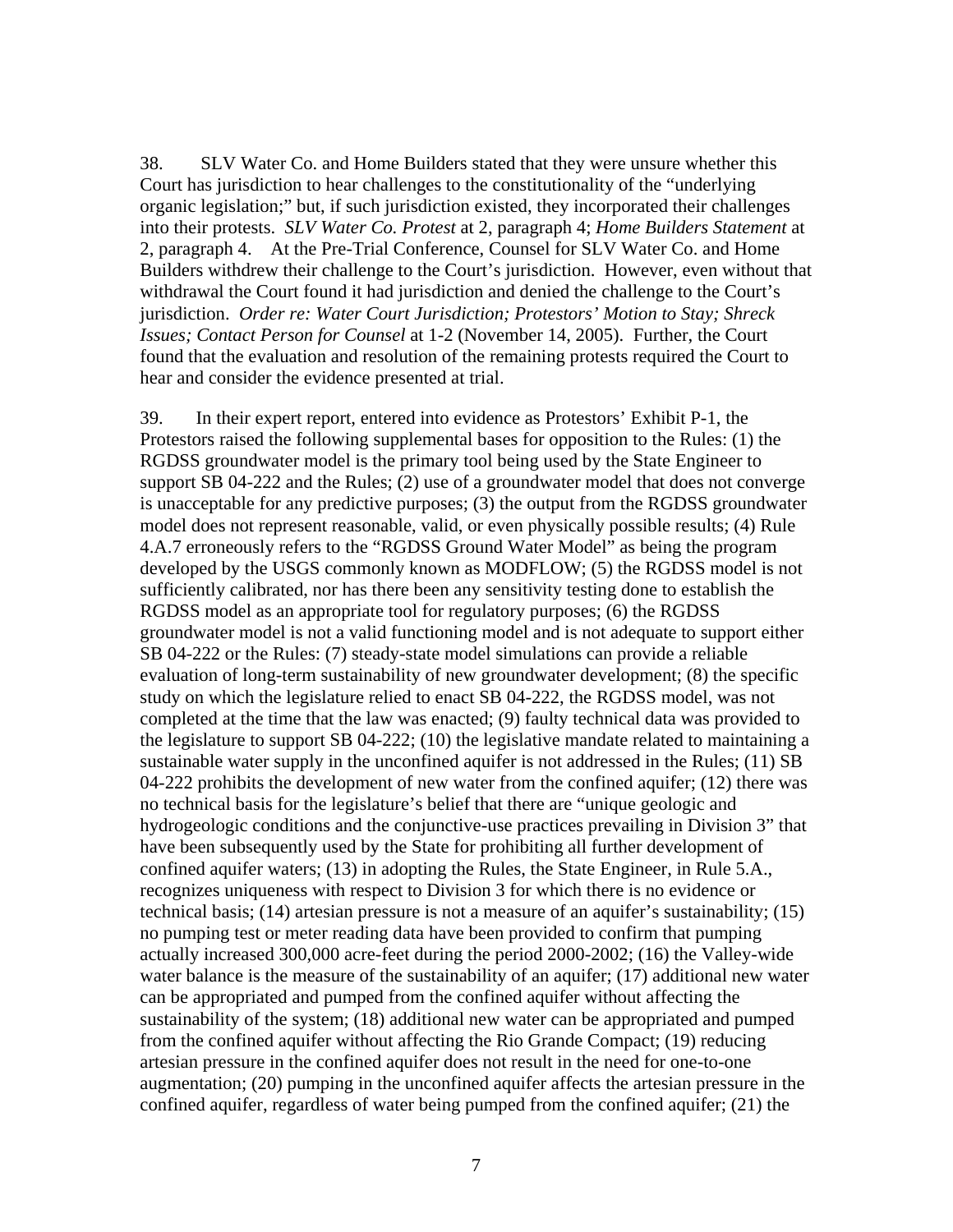38. SLV Water Co. and Home Builders stated that they were unsure whether this Court has jurisdiction to hear challenges to the constitutionality of the "underlying organic legislation;" but, if such jurisdiction existed, they incorporated their challenges into their protests. *SLV Water Co. Protest* at 2, paragraph 4; *Home Builders Statement* at 2, paragraph 4. At the Pre-Trial Conference, Counsel for SLV Water Co. and Home Builders withdrew their challenge to the Court's jurisdiction. However, even without that withdrawal the Court found it had jurisdiction and denied the challenge to the Court's jurisdiction. *Order re: Water Court Jurisdiction; Protestors' Motion to Stay; Shreck Issues; Contact Person for Counsel* at 1-2 (November 14, 2005). Further, the Court found that the evaluation and resolution of the remaining protests required the Court to hear and consider the evidence presented at trial.

39. In their expert report, entered into evidence as Protestors' Exhibit P-1, the Protestors raised the following supplemental bases for opposition to the Rules: (1) the RGDSS groundwater model is the primary tool being used by the State Engineer to support SB 04-222 and the Rules; (2) use of a groundwater model that does not converge is unacceptable for any predictive purposes; (3) the output from the RGDSS groundwater model does not represent reasonable, valid, or even physically possible results; (4) Rule 4.A.7 erroneously refers to the "RGDSS Ground Water Model" as being the program developed by the USGS commonly known as MODFLOW; (5) the RGDSS model is not sufficiently calibrated, nor has there been any sensitivity testing done to establish the RGDSS model as an appropriate tool for regulatory purposes; (6) the RGDSS groundwater model is not a valid functioning model and is not adequate to support either SB 04-222 or the Rules: (7) steady-state model simulations can provide a reliable evaluation of long-term sustainability of new groundwater development; (8) the specific study on which the legislature relied to enact SB 04-222, the RGDSS model, was not completed at the time that the law was enacted; (9) faulty technical data was provided to the legislature to support SB 04-222; (10) the legislative mandate related to maintaining a sustainable water supply in the unconfined aquifer is not addressed in the Rules; (11) SB 04-222 prohibits the development of new water from the confined aquifer; (12) there was no technical basis for the legislature's belief that there are "unique geologic and hydrogeologic conditions and the conjunctive-use practices prevailing in Division 3" that have been subsequently used by the State for prohibiting all further development of confined aquifer waters; (13) in adopting the Rules, the State Engineer, in Rule 5.A., recognizes uniqueness with respect to Division 3 for which there is no evidence or technical basis; (14) artesian pressure is not a measure of an aquifer's sustainability; (15) no pumping test or meter reading data have been provided to confirm that pumping actually increased 300,000 acre-feet during the period 2000-2002; (16) the Valley-wide water balance is the measure of the sustainability of an aquifer; (17) additional new water can be appropriated and pumped from the confined aquifer without affecting the sustainability of the system; (18) additional new water can be appropriated and pumped from the confined aquifer without affecting the Rio Grande Compact; (19) reducing artesian pressure in the confined aquifer does not result in the need for one-to-one augmentation; (20) pumping in the unconfined aquifer affects the artesian pressure in the confined aquifer, regardless of water being pumped from the confined aquifer; (21) the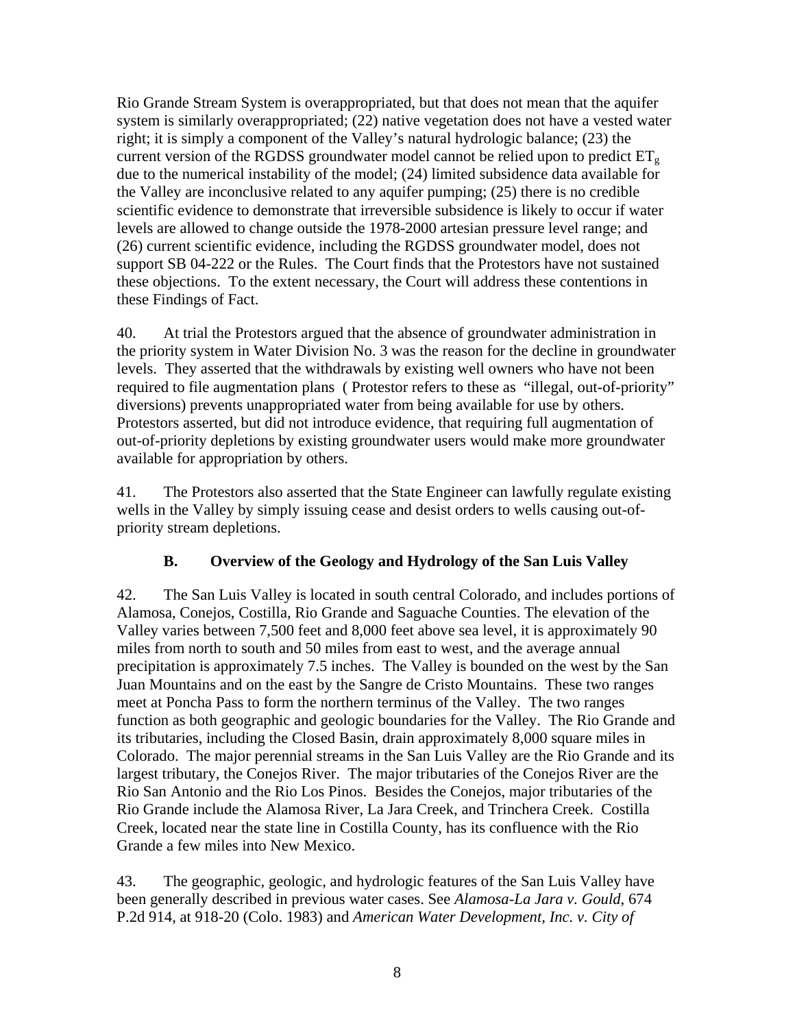Rio Grande Stream System is overappropriated, but that does not mean that the aquifer system is similarly overappropriated; (22) native vegetation does not have a vested water right; it is simply a component of the Valley's natural hydrologic balance; (23) the current version of the RGDSS groundwater model cannot be relied upon to predict $ET_g$ due to the numerical instability of the model; (24) limited subsidence data available for the Valley are inconclusive related to any aquifer pumping; (25) there is no credible scientific evidence to demonstrate that irreversible subsidence is likely to occur if water levels are allowed to change outside the 1978-2000 artesian pressure level range; and (26) current scientific evidence, including the RGDSS groundwater model, does not support SB 04-222 or the Rules. The Court finds that the Protestors have not sustained these objections. To the extent necessary, the Court will address these contentions in these Findings of Fact.

40. At trial the Protestors argued that the absence of groundwater administration in the priority system in Water Division No. 3 was the reason for the decline in groundwater levels. They asserted that the withdrawals by existing well owners who have not been required to file augmentation plans ( Protestor refers to these as "illegal, out-of-priority" diversions) prevents unappropriated water from being available for use by others. Protestors asserted, but did not introduce evidence, that requiring full augmentation of out-of-priority depletions by existing groundwater users would make more groundwater available for appropriation by others.

41. The Protestors also asserted that the State Engineer can lawfully regulate existing wells in the Valley by simply issuing cease and desist orders to wells causing out-of-priority stream depletions.

### B. Overview of the Geology and Hydrology of the San Luis Valley

42. The San Luis Valley is located in south central Colorado, and includes portions of Alamosa, Conejos, Costilla, Rio Grande and Saguache Counties. The elevation of the Valley varies between 7,500 feet and 8,000 feet above sea level, it is approximately 90 miles from north to south and 50 miles from east to west, and the average annual precipitation is approximately 7.5 inches. The Valley is bounded on the west by the San Juan Mountains and on the east by the Sangre de Cristo Mountains. These two ranges meet at Poncha Pass to form the northern terminus of the Valley. The two ranges function as both geographic and geologic boundaries for the Valley. The Rio Grande and its tributaries, including the Closed Basin, drain approximately 8,000 square miles in Colorado. The major perennial streams in the San Luis Valley are the Rio Grande and its largest tributary, the Conejos River. The major tributaries of the Conejos River are the Rio San Antonio and the Rio Los Pinos. Besides the Conejos, major tributaries of the Rio Grande include the Alamosa River, La Jara Creek, and Trinchera Creek. Costilla Creek, located near the state line in Costilla County, has its confluence with the Rio Grande a few miles into New Mexico.

43. The geographic, geologic, and hydrologic features of the San Luis Valley have been generally described in previous water cases. See *Alamosa-La Jara v. Gould*, 674 P.2d 914, at 918-20 (Colo. 1983) and *American Water Development, Inc. v. City of*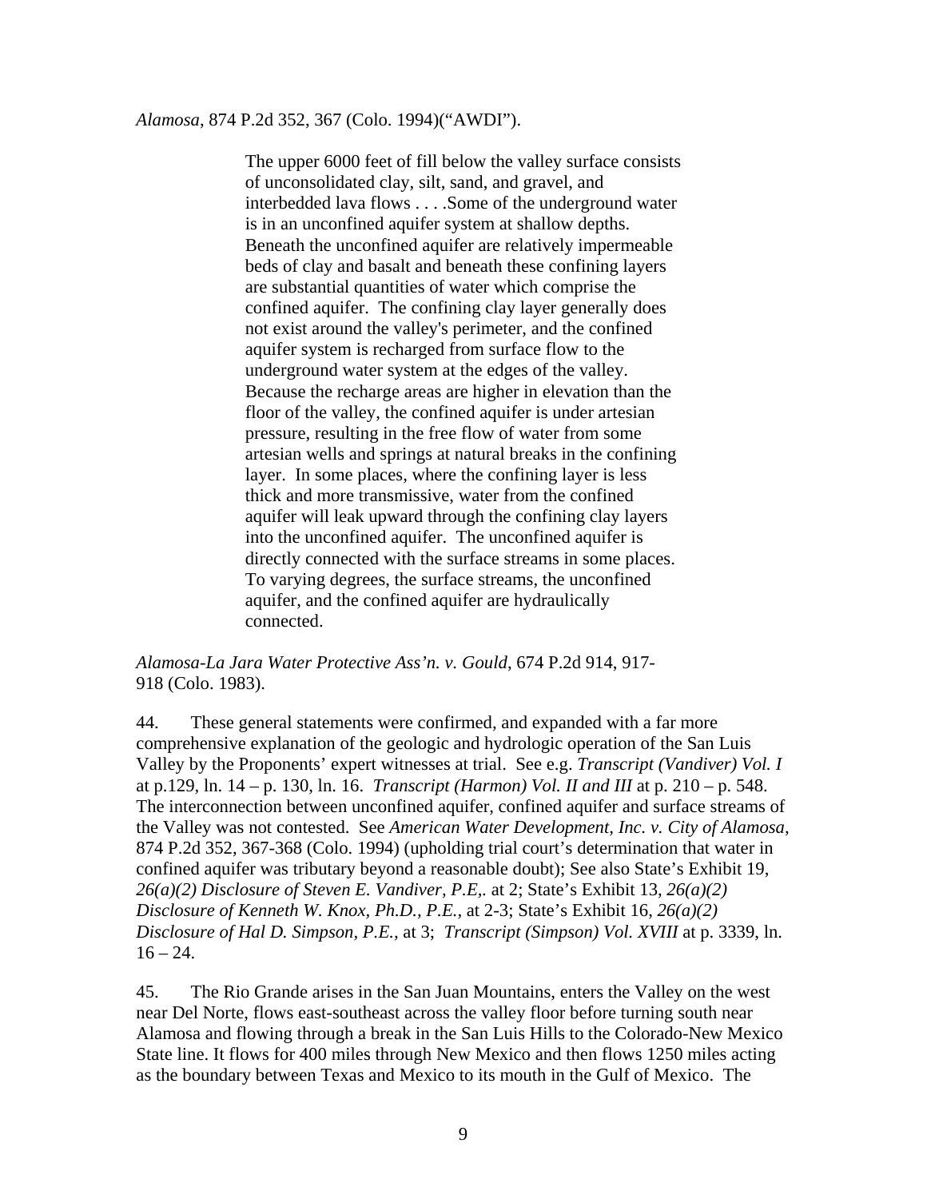*Alamosa*, 874 P.2d 352, 367 (Colo. 1994)("AWDI").

> The upper 6000 feet of fill below the valley surface consists of unconsolidated clay, silt, sand, and gravel, and interbedded lava flows . . . .Some of the underground water is in an unconfined aquifer system at shallow depths. Beneath the unconfined aquifer are relatively impermeable beds of clay and basalt and beneath these confining layers are substantial quantities of water which comprise the confined aquifer. The confining clay layer generally does not exist around the valley's perimeter, and the confined aquifer system is recharged from surface flow to the underground water system at the edges of the valley. Because the recharge areas are higher in elevation than the floor of the valley, the confined aquifer is under artesian pressure, resulting in the free flow of water from some artesian wells and springs at natural breaks in the confining layer. In some places, where the confining layer is less thick and more transmissive, water from the confined aquifer will leak upward through the confining clay layers into the unconfined aquifer. The unconfined aquifer is directly connected with the surface streams in some places. To varying degrees, the surface streams, the unconfined aquifer, and the confined aquifer are hydraulically connected.

*Alamosa-La Jara Water Protective Ass'n. v. Gould*, 674 P.2d 914, 917-918 (Colo. 1983).

44. These general statements were confirmed, and expanded with a far more comprehensive explanation of the geologic and hydrologic operation of the San Luis Valley by the Proponents' expert witnesses at trial. See e.g. *Transcript (Vandiver) Vol. I* at p.129, ln. 14 – p. 130, ln. 16. *Transcript (Harmon) Vol. II and III* at p. 210 – p. 548. The interconnection between unconfined aquifer, confined aquifer and surface streams of the Valley was not contested. See *American Water Development, Inc. v. City of Alamosa*, 874 P.2d 352, 367-368 (Colo. 1994) (upholding trial court's determination that water in confined aquifer was tributary beyond a reasonable doubt); See also State's Exhibit 19, *26(a)(2) Disclosure of Steven E. Vandiver, P.E,.* at 2; State's Exhibit 13, *26(a)(2) Disclosure of Kenneth W. Knox, Ph.D., P.E.*, at 2-3; State's Exhibit 16, *26(a)(2) Disclosure of Hal D. Simpson, P.E.,* at 3; *Transcript (Simpson) Vol. XVIII* at p. 3339, ln. 16 – 24.

45. The Rio Grande arises in the San Juan Mountains, enters the Valley on the west near Del Norte, flows east-southeast across the valley floor before turning south near Alamosa and flowing through a break in the San Luis Hills to the Colorado-New Mexico State line. It flows for 400 miles through New Mexico and then flows 1250 miles acting as the boundary between Texas and Mexico to its mouth in the Gulf of Mexico. The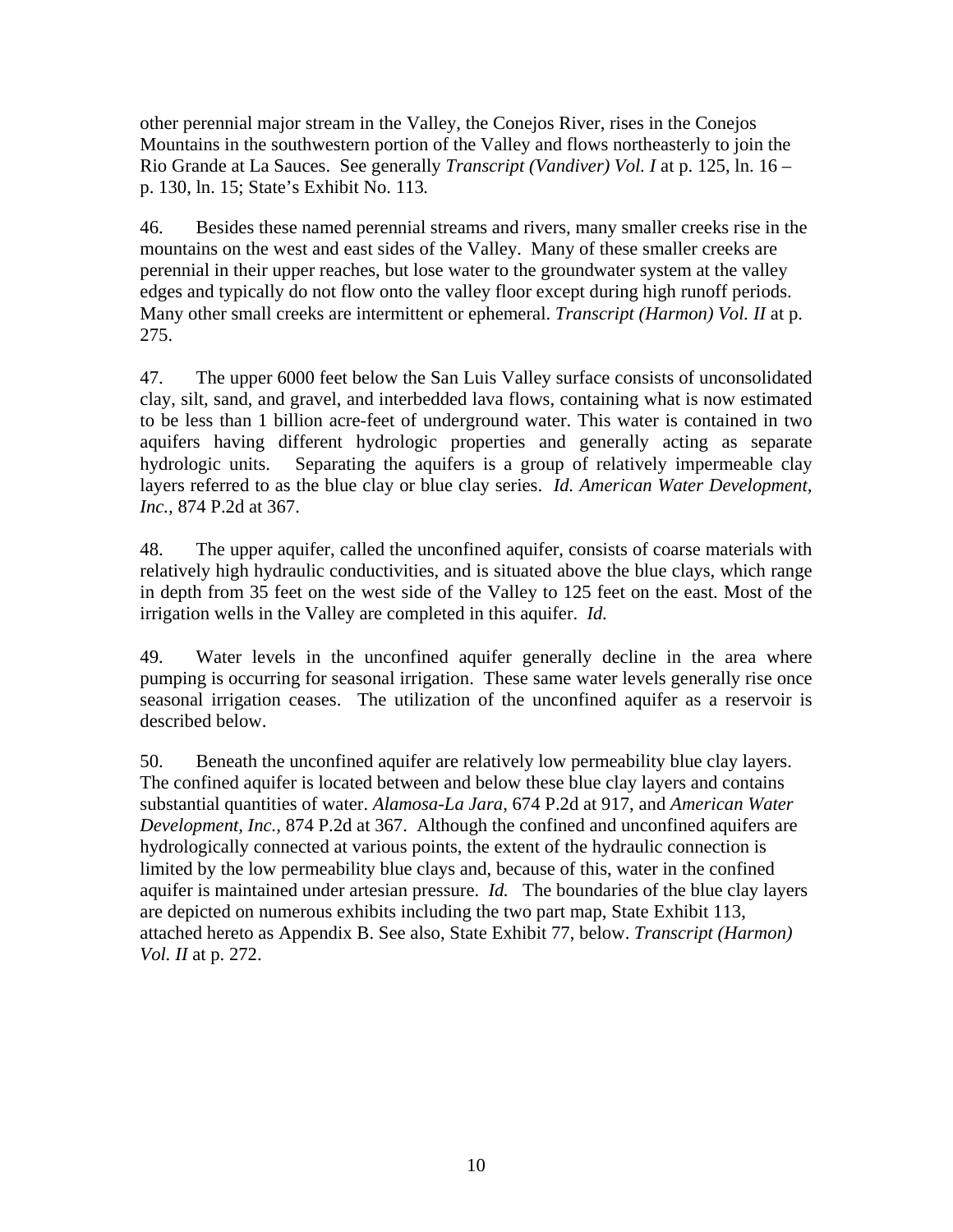other perennial major stream in the Valley, the Conejos River, rises in the Conejos Mountains in the southwestern portion of the Valley and flows northeasterly to join the Rio Grande at La Sauces. See generally *Transcript (Vandiver) Vol. I* at p. 125, ln. 16 – p. 130, ln. 15; State's Exhibit No. 113.

46. Besides these named perennial streams and rivers, many smaller creeks rise in the mountains on the west and east sides of the Valley. Many of these smaller creeks are perennial in their upper reaches, but lose water to the groundwater system at the valley edges and typically do not flow onto the valley floor except during high runoff periods. Many other small creeks are intermittent or ephemeral. *Transcript (Harmon) Vol. II* at p. 275.

47. The upper 6000 feet below the San Luis Valley surface consists of unconsolidated clay, silt, sand, and gravel, and interbedded lava flows, containing what is now estimated to be less than 1 billion acre-feet of underground water. This water is contained in two aquifers having different hydrologic properties and generally acting as separate hydrologic units. Separating the aquifers is a group of relatively impermeable clay layers referred to as the blue clay or blue clay series. *Id. American Water Development, Inc.,* 874 P.2d at 367.

48. The upper aquifer, called the unconfined aquifer, consists of coarse materials with relatively high hydraulic conductivities, and is situated above the blue clays, which range in depth from 35 feet on the west side of the Valley to 125 feet on the east. Most of the irrigation wells in the Valley are completed in this aquifer. *Id.*

49. Water levels in the unconfined aquifer generally decline in the area where pumping is occurring for seasonal irrigation. These same water levels generally rise once seasonal irrigation ceases. The utilization of the unconfined aquifer as a reservoir is described below.

50. Beneath the unconfined aquifer are relatively low permeability blue clay layers. The confined aquifer is located between and below these blue clay layers and contains substantial quantities of water. *Alamosa-La Jara*, 674 P.2d at 917, and *American Water Development, Inc.,* 874 P.2d at 367. Although the confined and unconfined aquifers are hydrologically connected at various points, the extent of the hydraulic connection is limited by the low permeability blue clays and, because of this, water in the confined aquifer is maintained under artesian pressure. *Id.* The boundaries of the blue clay layers are depicted on numerous exhibits including the two part map, State Exhibit 113, attached hereto as Appendix B. See also, State Exhibit 77, below. *Transcript (Harmon) Vol. II* at p. 272.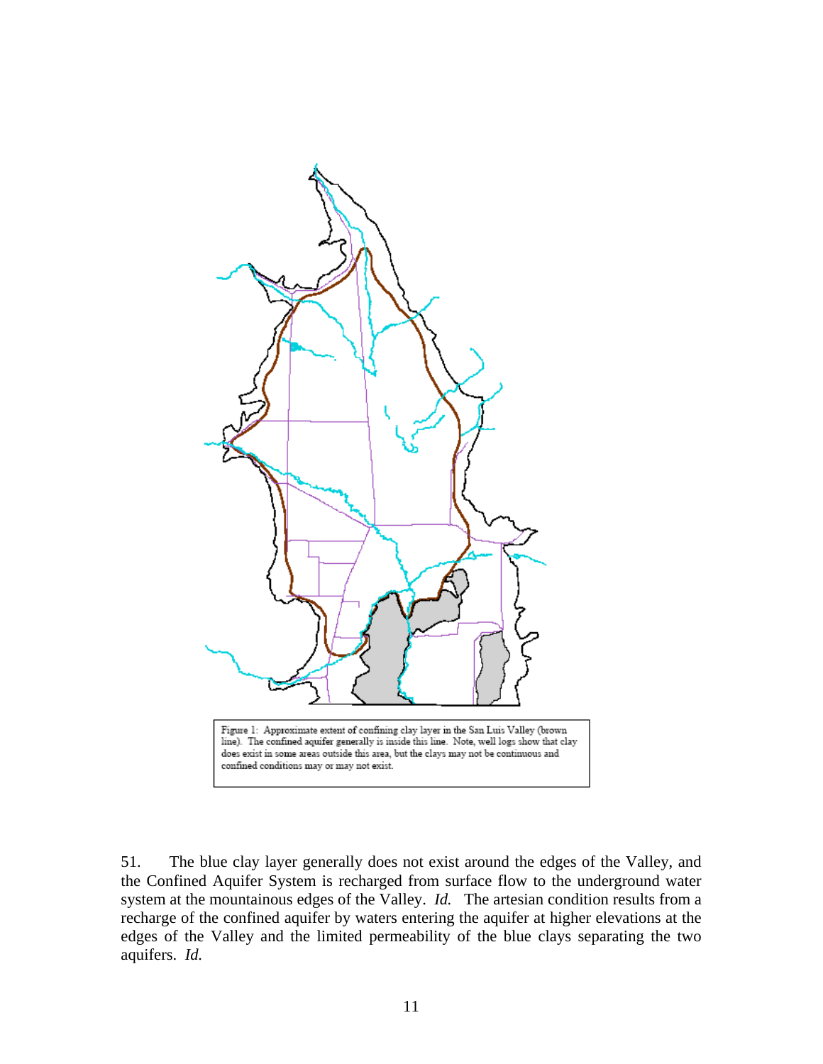Figure 1: Approximate extent of confining clay layer in the San Luis Valley (brown line). The confined aquifer generally is inside this line. Note, well logs show that clay does exist in some areas outside this area, but the clays may not be continuous and confined conditions may or may not exist.

51. The blue clay layer generally does not exist around the edges of the Valley, and the Confined Aquifer System is recharged from surface flow to the underground water system at the mountainous edges of the Valley. *Id.* The artesian condition results from a recharge of the confined aquifer by waters entering the aquifer at higher elevations at the edges of the Valley and the limited permeability of the blue clays separating the two aquifers. *Id.*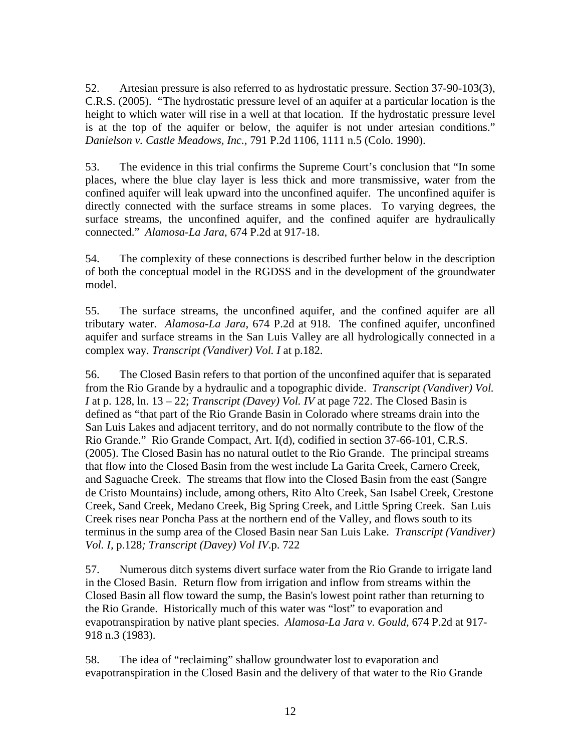52. Artesian pressure is also referred to as hydrostatic pressure. Section 37-90-103(3), C.R.S. (2005). "The hydrostatic pressure level of an aquifer at a particular location is the height to which water will rise in a well at that location. If the hydrostatic pressure level is at the top of the aquifer or below, the aquifer is not under artesian conditions." *Danielson v. Castle Meadows, Inc.,* 791 P.2d 1106, 1111 n.5 (Colo. 1990).

53. The evidence in this trial confirms the Supreme Court's conclusion that "In some places, where the blue clay layer is less thick and more transmissive, water from the confined aquifer will leak upward into the unconfined aquifer. The unconfined aquifer is directly connected with the surface streams in some places. To varying degrees, the surface streams, the unconfined aquifer, and the confined aquifer are hydraulically connected." *Alamosa-La Jara*, 674 P.2d at 917-18.

54. The complexity of these connections is described further below in the description of both the conceptual model in the RGDSS and in the development of the groundwater model.

55. The surface streams, the unconfined aquifer, and the confined aquifer are all tributary water. *Alamosa-La Jara*, 674 P.2d at 918. The confined aquifer, unconfined aquifer and surface streams in the San Luis Valley are all hydrologically connected in a complex way. *Transcript (Vandiver) Vol. I* at p.182.

56. The Closed Basin refers to that portion of the unconfined aquifer that is separated from the Rio Grande by a hydraulic and a topographic divide. *Transcript (Vandiver) Vol. I* at p. 128, ln. 13 – 22; *Transcript (Davey) Vol. IV* at page 722. The Closed Basin is defined as "that part of the Rio Grande Basin in Colorado where streams drain into the San Luis Lakes and adjacent territory, and do not normally contribute to the flow of the Rio Grande." Rio Grande Compact, Art. I(d), codified in section 37-66-101, C.R.S. (2005). The Closed Basin has no natural outlet to the Rio Grande. The principal streams that flow into the Closed Basin from the west include La Garita Creek, Carnero Creek, and Saguache Creek. The streams that flow into the Closed Basin from the east (Sangre de Cristo Mountains) include, among others, Rito Alto Creek, San Isabel Creek, Crestone Creek, Sand Creek, Medano Creek, Big Spring Creek, and Little Spring Creek. San Luis Creek rises near Poncha Pass at the northern end of the Valley, and flows south to its terminus in the sump area of the Closed Basin near San Luis Lake. *Transcript (Vandiver) Vol. I*, p.128*; Transcript (Davey) Vol IV*.p. 722

57. Numerous ditch systems divert surface water from the Rio Grande to irrigate land in the Closed Basin. Return flow from irrigation and inflow from streams within the Closed Basin all flow toward the sump, the Basin's lowest point rather than returning to the Rio Grande. Historically much of this water was "lost" to evaporation and evapotranspiration by native plant species. *Alamosa-La Jara v. Gould,* 674 P.2d at 917-918 n.3 (1983).

58. The idea of "reclaiming" shallow groundwater lost to evaporation and evapotranspiration in the Closed Basin and the delivery of that water to the Rio Grande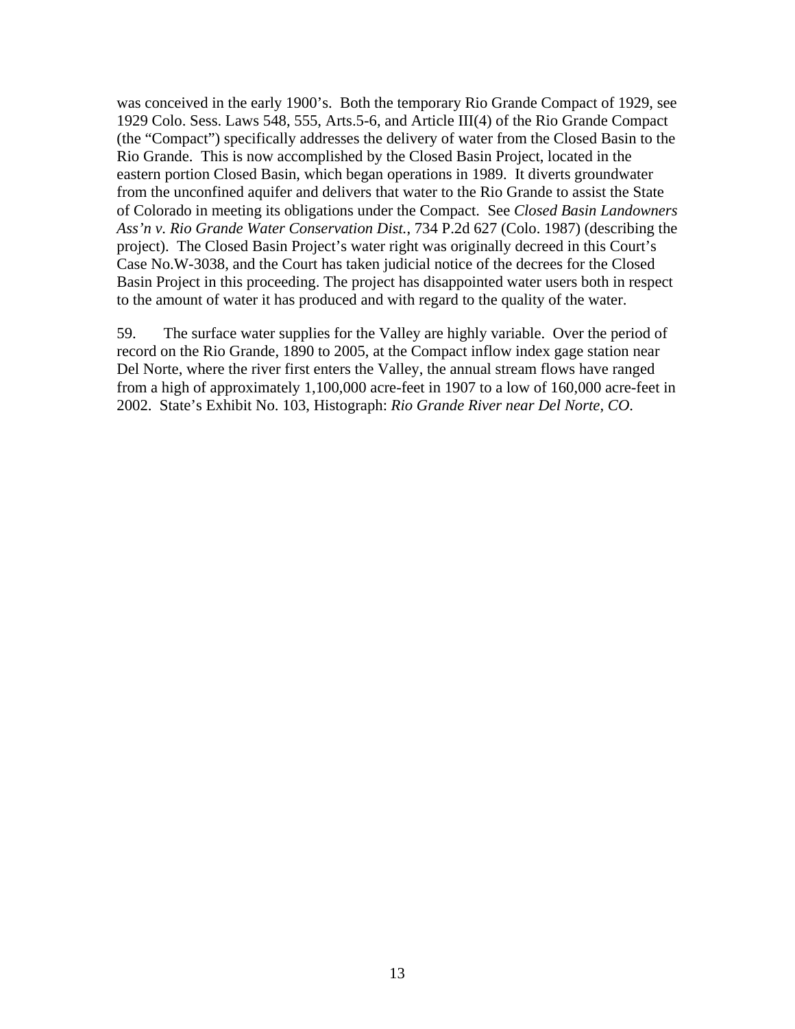was conceived in the early 1900's. Both the temporary Rio Grande Compact of 1929, see 1929 Colo. Sess. Laws 548, 555, Arts.5-6, and Article III(4) of the Rio Grande Compact (the "Compact") specifically addresses the delivery of water from the Closed Basin to the Rio Grande. This is now accomplished by the Closed Basin Project, located in the eastern portion Closed Basin, which began operations in 1989. It diverts groundwater from the unconfined aquifer and delivers that water to the Rio Grande to assist the State of Colorado in meeting its obligations under the Compact. See *Closed Basin Landowners Ass'n v. Rio Grande Water Conservation Dist.*, 734 P.2d 627 (Colo. 1987) (describing the project). The Closed Basin Project's water right was originally decreed in this Court's Case No.W-3038, and the Court has taken judicial notice of the decrees for the Closed Basin Project in this proceeding. The project has disappointed water users both in respect to the amount of water it has produced and with regard to the quality of the water.

59. The surface water supplies for the Valley are highly variable. Over the period of record on the Rio Grande, 1890 to 2005, at the Compact inflow index gage station near Del Norte, where the river first enters the Valley, the annual stream flows have ranged from a high of approximately 1,100,000 acre-feet in 1907 to a low of 160,000 acre-feet in 2002. State's Exhibit No. 103, Histograph: *Rio Grande River near Del Norte, CO*.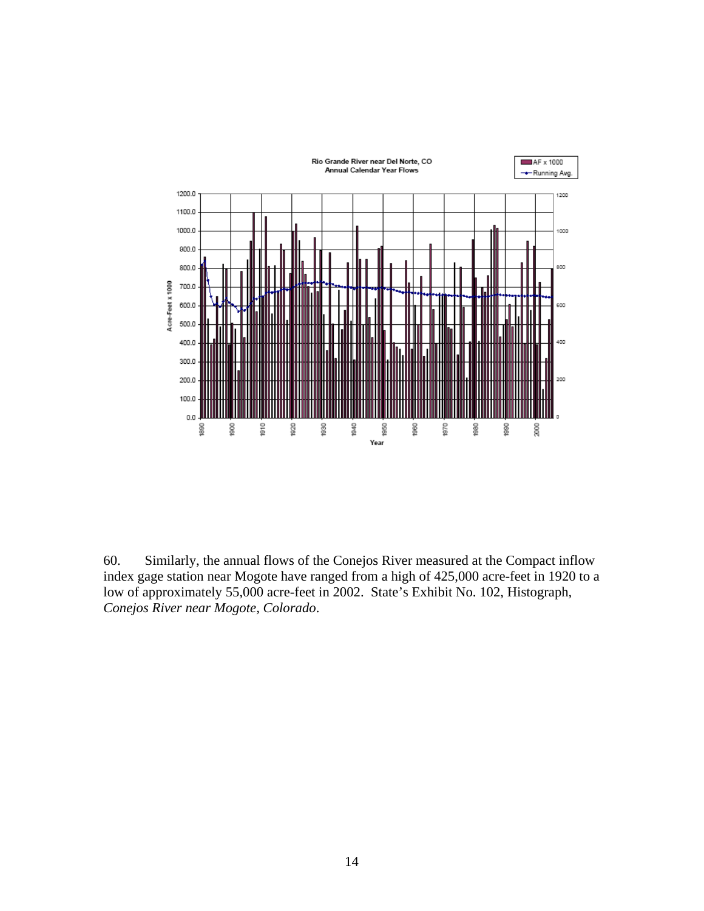60. Similarly, the annual flows of the Conejos River measured at the Compact inflow index gage station near Mogote have ranged from a high of 425,000 acre-feet in 1920 to a low of approximately 55,000 acre-feet in 2002. State's Exhibit No. 102, Histograph, *Conejos River near Mogote, Colorado*.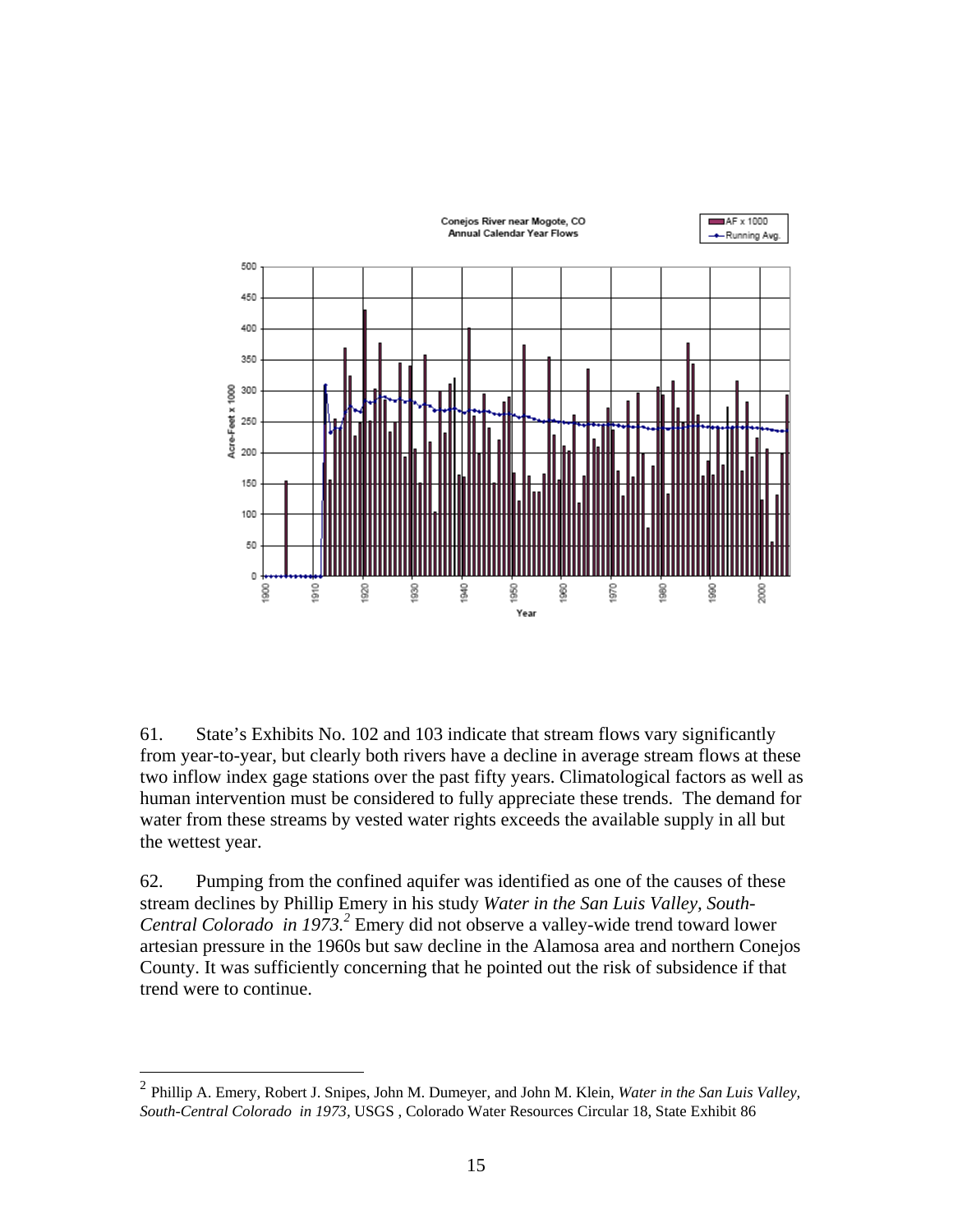61. State's Exhibits No. 102 and 103 indicate that stream flows vary significantly from year-to-year, but clearly both rivers have a decline in average stream flows at these two inflow index gage stations over the past fifty years. Climatological factors as well as human intervention must be considered to fully appreciate these trends. The demand for water from these streams by vested water rights exceeds the available supply in all but the wettest year.

62. Pumping from the confined aquifer was identified as one of the causes of these stream declines by Phillip Emery in his study *Water in the San Luis Valley, South-Central Colorado in 1973.*[2] Emery did not observe a valley-wide trend toward lower artesian pressure in the 1960s but saw decline in the Alamosa area and northern Conejos County. It was sufficiently concerning that he pointed out the risk of subsidence if that trend were to continue.

[2] Phillip A. Emery, Robert J. Snipes, John M. Dumeyer, and John M. Klein, *Water in the San Luis Valley, South-Central Colorado in 1973*, USGS, Colorado Water Resources Circular 18, State Exhibit 86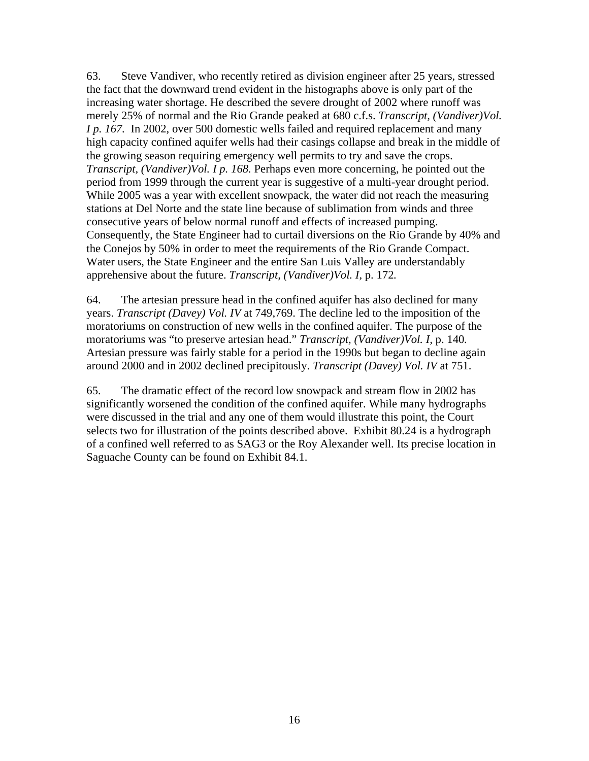63. Steve Vandiver, who recently retired as division engineer after 25 years, stressed the fact that the downward trend evident in the histographs above is only part of the increasing water shortage. He described the severe drought of 2002 where runoff was merely 25% of normal and the Rio Grande peaked at 680 c.f.s. *Transcript, (Vandiver)Vol. I p. 167.* In 2002, over 500 domestic wells failed and required replacement and many high capacity confined aquifer wells had their casings collapse and break in the middle of the growing season requiring emergency well permits to try and save the crops. *Transcript, (Vandiver)Vol. I p. 168.* Perhaps even more concerning, he pointed out the period from 1999 through the current year is suggestive of a multi-year drought period. While 2005 was a year with excellent snowpack, the water did not reach the measuring stations at Del Norte and the state line because of sublimation from winds and three consecutive years of below normal runoff and effects of increased pumping. Consequently, the State Engineer had to curtail diversions on the Rio Grande by 40% and the Conejos by 50% in order to meet the requirements of the Rio Grande Compact. Water users, the State Engineer and the entire San Luis Valley are understandably apprehensive about the future. *Transcript, (Vandiver)Vol. I,* p. 172*.*

64. The artesian pressure head in the confined aquifer has also declined for many years. *Transcript (Davey) Vol. IV* at 749,769. The decline led to the imposition of the moratoriums on construction of new wells in the confined aquifer. The purpose of the moratoriums was "to preserve artesian head." *Transcript, (Vandiver)Vol. I,* p. 140*.* Artesian pressure was fairly stable for a period in the 1990s but began to decline again around 2000 and in 2002 declined precipitously. *Transcript (Davey) Vol. IV* at 751.

65. The dramatic effect of the record low snowpack and stream flow in 2002 has significantly worsened the condition of the confined aquifer. While many hydrographs were discussed in the trial and any one of them would illustrate this point, the Court selects two for illustration of the points described above. Exhibit 80.24 is a hydrograph of a confined well referred to as SAG3 or the Roy Alexander well. Its precise location in Saguache County can be found on Exhibit 84.1.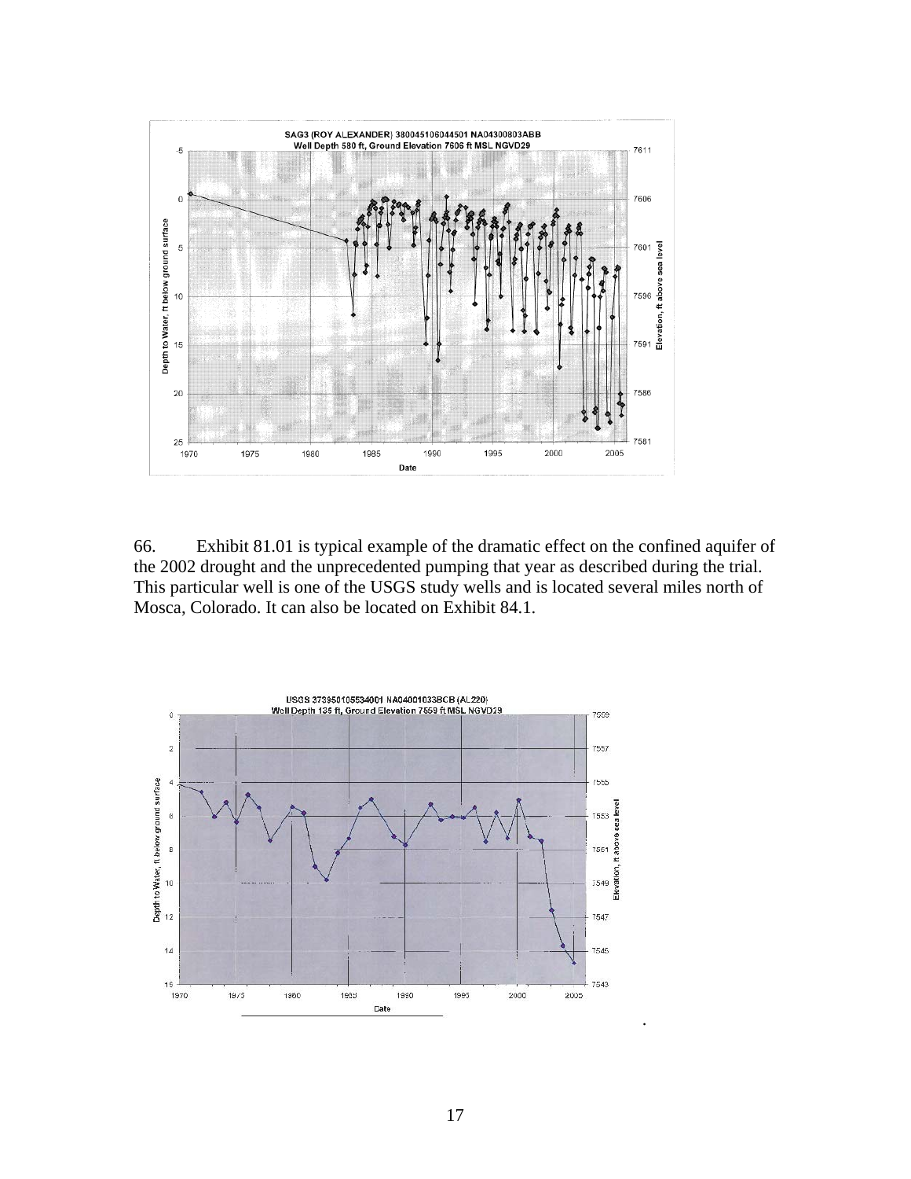SAG3 (ROY ALEXANDER) 380045106044501 NA04300803ABB
Well Depth 580 ft, Ground Elevation 7606 ft MSL NGVD29

66. Exhibit 81.01 is typical example of the dramatic effect on the confined aquifer of the 2002 drought and the unprecedented pumping that year as described during the trial. This particular well is one of the USGS study wells and is located several miles north of Mosca, Colorado. It can also be located on Exhibit 84.1.

USGS 373950105534001 NA04001033BCB (AL220)
Well Depth 135 ft, Ground Elevation 7559 ft MSL NGVD29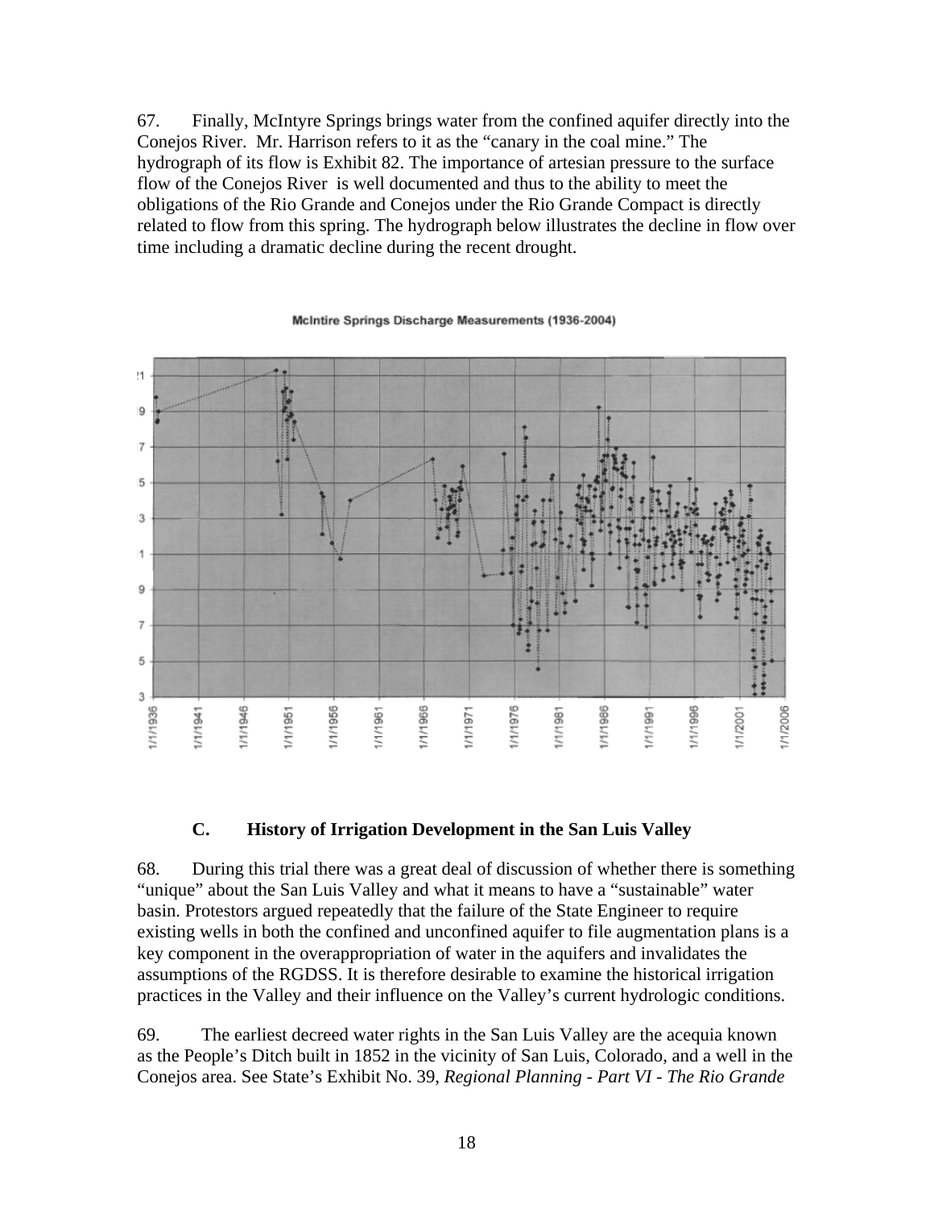67. Finally, McIntyre Springs brings water from the confined aquifer directly into the Conejos River. Mr. Harrison refers to it as the "canary in the coal mine." The hydrograph of its flow is Exhibit 82. The importance of artesian pressure to the surface flow of the Conejos River is well documented and thus to the ability to meet the obligations of the Rio Grande and Conejos under the Rio Grande Compact is directly related to flow from this spring. The hydrograph below illustrates the decline in flow over time including a dramatic decline during the recent drought.

McIntire Springs Discharge Measurements (1936-2004)

### C. History of Irrigation Development in the San Luis Valley

68. During this trial there was a great deal of discussion of whether there is something "unique" about the San Luis Valley and what it means to have a "sustainable" water basin. Protestors argued repeatedly that the failure of the State Engineer to require existing wells in both the confined and unconfined aquifer to file augmentation plans is a key component in the overappropriation of water in the aquifers and invalidates the assumptions of the RGDSS. It is therefore desirable to examine the historical irrigation practices in the Valley and their influence on the Valley's current hydrologic conditions.

69. The earliest decreed water rights in the San Luis Valley are the acequia known as the People's Ditch built in 1852 in the vicinity of San Luis, Colorado, and a well in the Conejos area. See State's Exhibit No. 39, *Regional Planning - Part VI - The Rio Grande*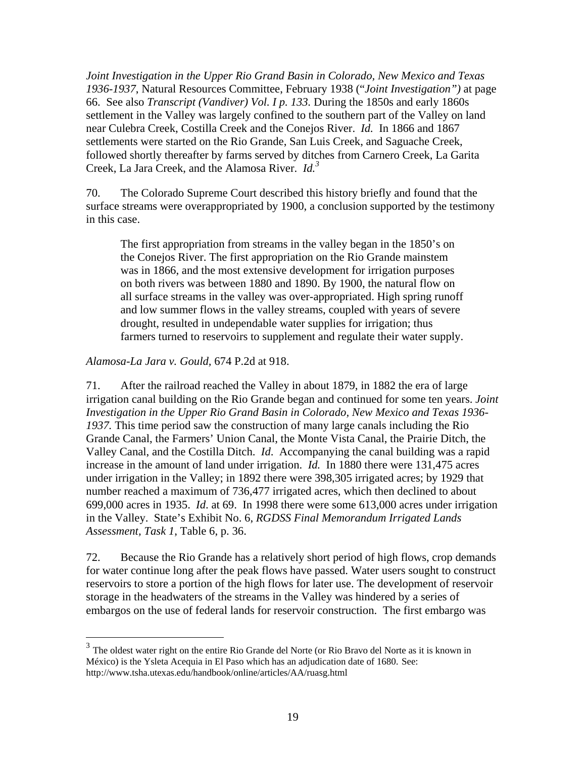*Joint Investigation in the Upper Rio Grand Basin in Colorado, New Mexico and Texas 1936-1937*, Natural Resources Committee, February 1938 ("*Joint Investigation")* at page 66. See also *Transcript (Vandiver) Vol. I p. 133.* During the 1850s and early 1860s settlement in the Valley was largely confined to the southern part of the Valley on land near Culebra Creek, Costilla Creek and the Conejos River. *Id.* In 1866 and 1867 settlements were started on the Rio Grande, San Luis Creek, and Saguache Creek, followed shortly thereafter by farms served by ditches from Carnero Creek, La Garita Creek, La Jara Creek, and the Alamosa River. *Id.*[3]

70. The Colorado Supreme Court described this history briefly and found that the surface streams were overappropriated by 1900, a conclusion supported by the testimony in this case.

> The first appropriation from streams in the valley began in the 1850's on the Conejos River. The first appropriation on the Rio Grande mainstem was in 1866, and the most extensive development for irrigation purposes on both rivers was between 1880 and 1890. By 1900, the natural flow on all surface streams in the valley was over-appropriated. High spring runoff and low summer flows in the valley streams, coupled with years of severe drought, resulted in undependable water supplies for irrigation; thus farmers turned to reservoirs to supplement and regulate their water supply.

*Alamosa-La Jara v. Gould*, 674 P.2d at 918.

71. After the railroad reached the Valley in about 1879, in 1882 the era of large irrigation canal building on the Rio Grande began and continued for some ten years. *Joint Investigation in the Upper Rio Grand Basin in Colorado, New Mexico and Texas 1936-1937.* This time period saw the construction of many large canals including the Rio Grande Canal, the Farmers' Union Canal, the Monte Vista Canal, the Prairie Ditch, the Valley Canal, and the Costilla Ditch. *Id*. Accompanying the canal building was a rapid increase in the amount of land under irrigation. *Id.* In 1880 there were 131,475 acres under irrigation in the Valley; in 1892 there were 398,305 irrigated acres; by 1929 that number reached a maximum of 736,477 irrigated acres, which then declined to about 699,000 acres in 1935. *Id*. at 69. In 1998 there were some 613,000 acres under irrigation in the Valley. State's Exhibit No. 6, *RGDSS Final Memorandum Irrigated Lands Assessment, Task 1*, Table 6, p. 36.

72. Because the Rio Grande has a relatively short period of high flows, crop demands for water continue long after the peak flows have passed. Water users sought to construct reservoirs to store a portion of the high flows for later use. The development of reservoir storage in the headwaters of the streams in the Valley was hindered by a series of embargos on the use of federal lands for reservoir construction. The first embargo was

---

[3] The oldest water right on the entire Rio Grande del Norte (or Rio Bravo del Norte as it is known in México) is the Ysleta Acequia in El Paso which has an adjudication date of 1680. See: http://www.tsha.utexas.edu/handbook/online/articles/AA/ruasg.html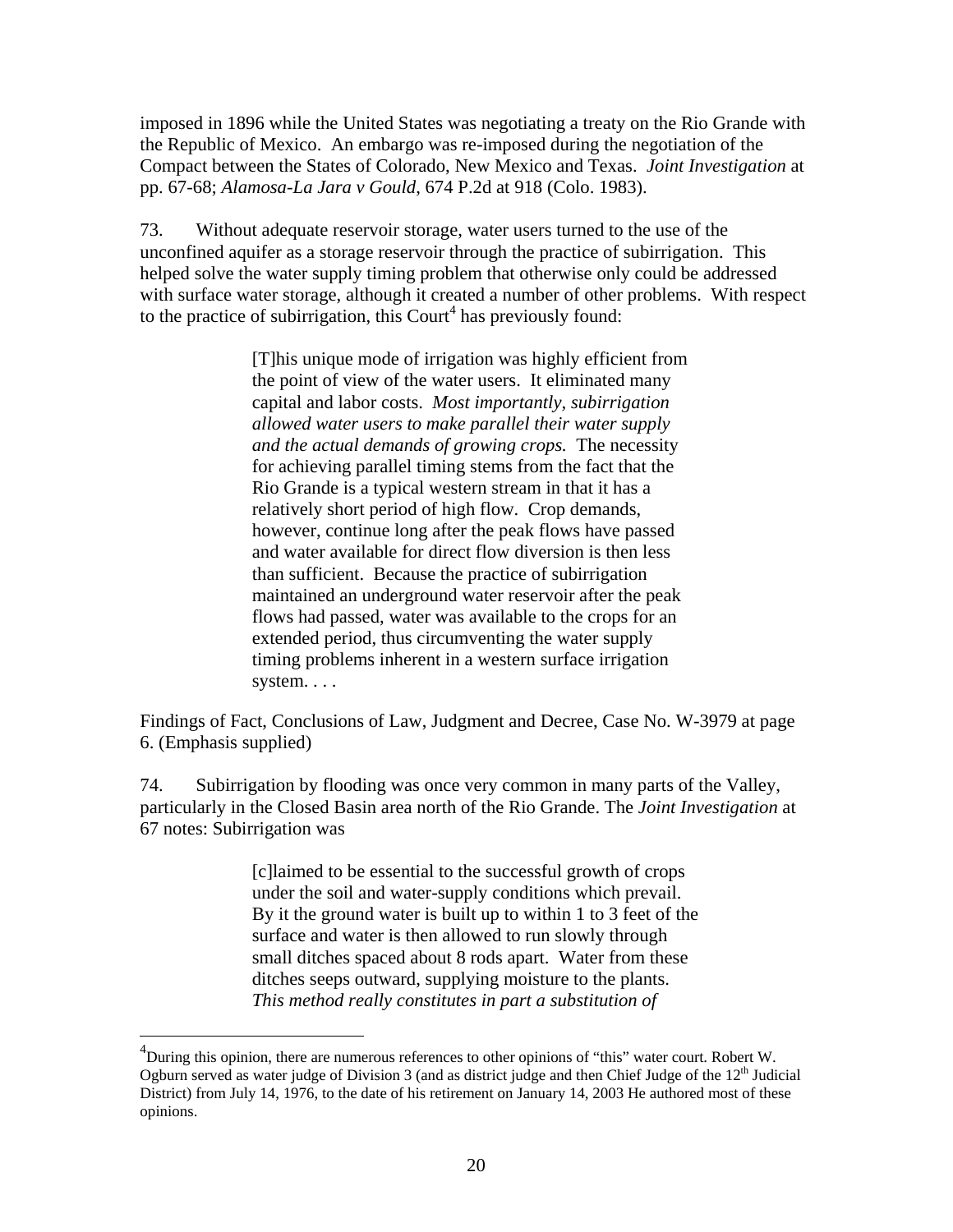imposed in 1896 while the United States was negotiating a treaty on the Rio Grande with the Republic of Mexico. An embargo was re-imposed during the negotiation of the Compact between the States of Colorado, New Mexico and Texas. *Joint Investigation* at pp. 67-68; *Alamosa-La Jara v Gould*, 674 P.2d at 918 (Colo. 1983).

73. Without adequate reservoir storage, water users turned to the use of the unconfined aquifer as a storage reservoir through the practice of subirrigation. This helped solve the water supply timing problem that otherwise only could be addressed with surface water storage, although it created a number of other problems. With respect to the practice of subirrigation, this Court[4] has previously found:

> [T]his unique mode of irrigation was highly efficient from the point of view of the water users. It eliminated many capital and labor costs. *Most importantly, subirrigation allowed water users to make parallel their water supply and the actual demands of growing crops.* The necessity for achieving parallel timing stems from the fact that the Rio Grande is a typical western stream in that it has a relatively short period of high flow. Crop demands, however, continue long after the peak flows have passed and water available for direct flow diversion is then less than sufficient. Because the practice of subirrigation maintained an underground water reservoir after the peak flows had passed, water was available to the crops for an extended period, thus circumventing the water supply timing problems inherent in a western surface irrigation system. . . .

Findings of Fact, Conclusions of Law, Judgment and Decree, Case No. W-3979 at page 6. (Emphasis supplied)

74. Subirrigation by flooding was once very common in many parts of the Valley, particularly in the Closed Basin area north of the Rio Grande. The *Joint Investigation* at 67 notes: Subirrigation was

> [c]laimed to be essential to the successful growth of crops under the soil and water-supply conditions which prevail. By it the ground water is built up to within 1 to 3 feet of the surface and water is then allowed to run slowly through small ditches spaced about 8 rods apart. Water from these ditches seeps outward, supplying moisture to the plants. *This method really constitutes in part a substitution of*

---

[4] During this opinion, there are numerous references to other opinions of "this" water court. Robert W. Ogburn served as water judge of Division 3 (and as district judge and then Chief Judge of the 12th Judicial District) from July 14, 1976, to the date of his retirement on January 14, 2003 He authored most of these opinions.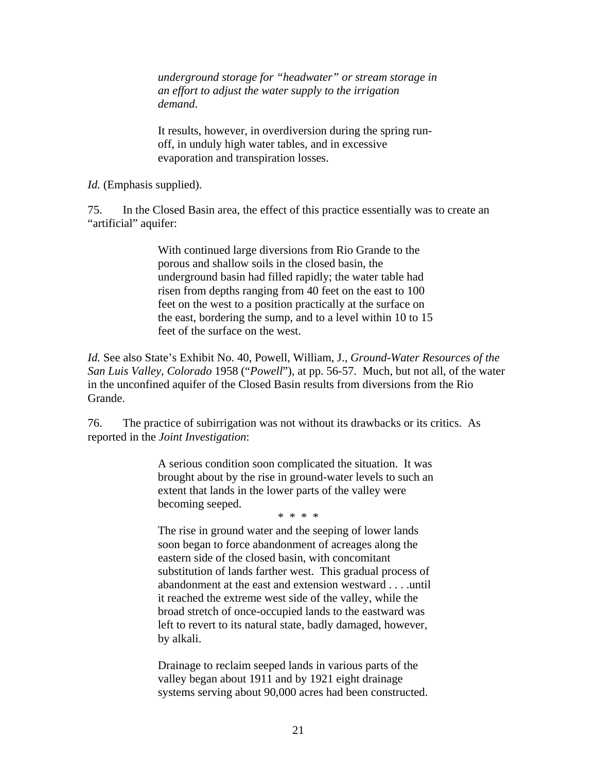> *underground storage for "headwater" or stream storage in an effort to adjust the water supply to the irrigation demand.*
>
> It results, however, in overdiversion during the spring run-off, in unduly high water tables, and in excessive evaporation and transpiration losses.

*Id.* (Emphasis supplied).

75. In the Closed Basin area, the effect of this practice essentially was to create an "artificial" aquifer:

> With continued large diversions from Rio Grande to the porous and shallow soils in the closed basin, the underground basin had filled rapidly; the water table had risen from depths ranging from 40 feet on the east to 100 feet on the west to a position practically at the surface on the east, bordering the sump, and to a level within 10 to 15 feet of the surface on the west.

*Id.* See also State's Exhibit No. 40, Powell, William, J., *Ground-Water Resources of the San Luis Valley, Colorado* 1958 ("*Powell*"), at pp. 56-57. Much, but not all, of the water in the unconfined aquifer of the Closed Basin results from diversions from the Rio Grande.

76. The practice of subirrigation was not without its drawbacks or its critics. As reported in the *Joint Investigation*:

> A serious condition soon complicated the situation. It was brought about by the rise in ground-water levels to such an extent that lands in the lower parts of the valley were becoming seeped.
>
> \* \* \* \*
>
> The rise in ground water and the seeping of lower lands soon began to force abandonment of acreages along the eastern side of the closed basin, with concomitant substitution of lands farther west. This gradual process of abandonment at the east and extension westward . . . .until it reached the extreme west side of the valley, while the broad stretch of once-occupied lands to the eastward was left to revert to its natural state, badly damaged, however, by alkali.
>
> Drainage to reclaim seeped lands in various parts of the valley began about 1911 and by 1921 eight drainage systems serving about 90,000 acres had been constructed.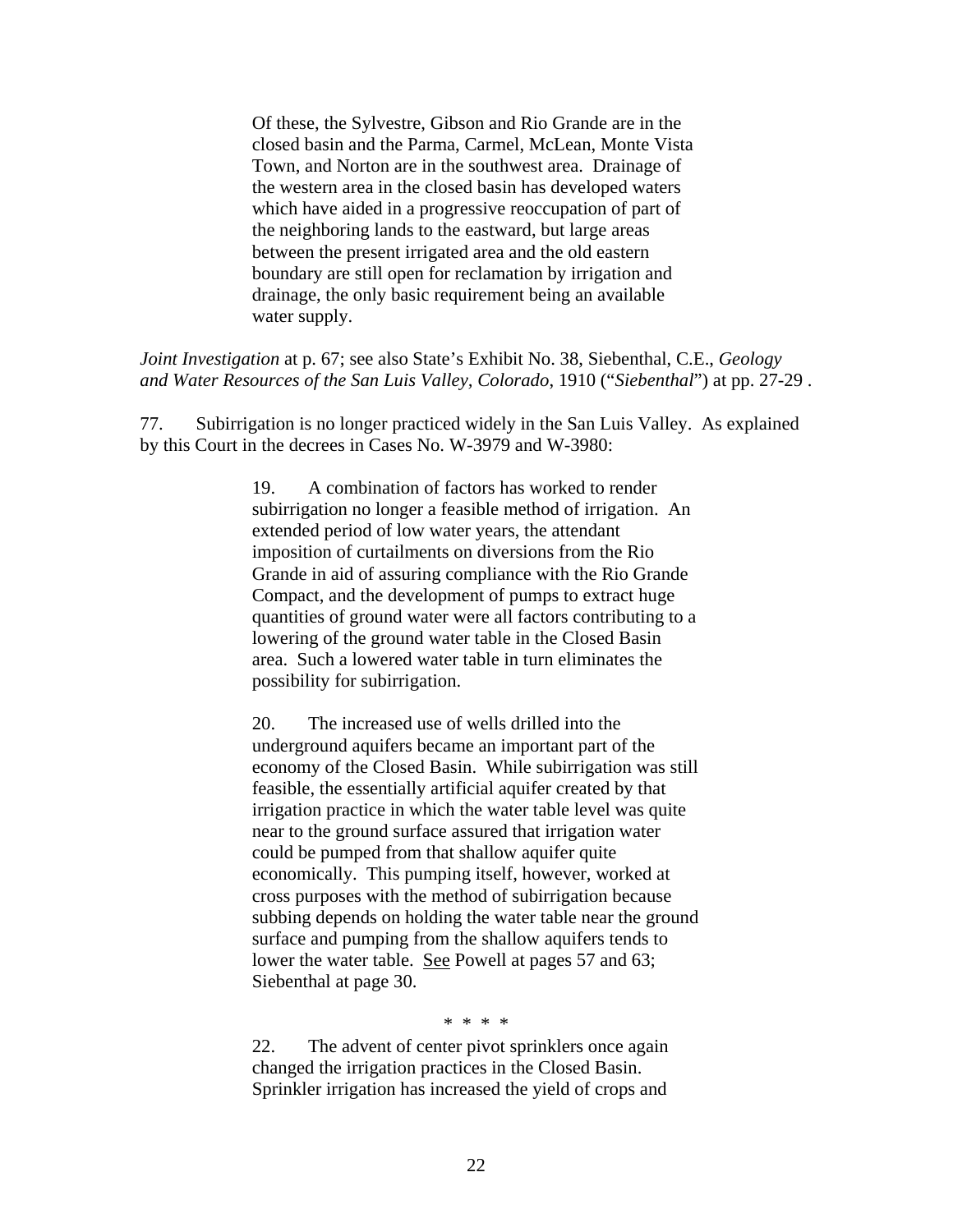> Of these, the Sylvestre, Gibson and Rio Grande are in the closed basin and the Parma, Carmel, McLean, Monte Vista Town, and Norton are in the southwest area. Drainage of the western area in the closed basin has developed waters which have aided in a progressive reoccupation of part of the neighboring lands to the eastward, but large areas between the present irrigated area and the old eastern boundary are still open for reclamation by irrigation and drainage, the only basic requirement being an available water supply.

*Joint Investigation* at p. 67; see also State's Exhibit No. 38, Siebenthal, C.E., *Geology and Water Resources of the San Luis Valley, Colorado*, 1910 ("*Siebenthal*") at pp. 27-29 .

77. Subirrigation is no longer practiced widely in the San Luis Valley. As explained by this Court in the decrees in Cases No. W-3979 and W-3980:

> 19. A combination of factors has worked to render subirrigation no longer a feasible method of irrigation. An extended period of low water years, the attendant imposition of curtailments on diversions from the Rio Grande in aid of assuring compliance with the Rio Grande Compact, and the development of pumps to extract huge quantities of ground water were all factors contributing to a lowering of the ground water table in the Closed Basin area. Such a lowered water table in turn eliminates the possibility for subirrigation.
>
> 20. The increased use of wells drilled into the underground aquifers became an important part of the economy of the Closed Basin. While subirrigation was still feasible, the essentially artificial aquifer created by that irrigation practice in which the water table level was quite near to the ground surface assured that irrigation water could be pumped from that shallow aquifer quite economically. This pumping itself, however, worked at cross purposes with the method of subirrigation because subbing depends on holding the water table near the ground surface and pumping from the shallow aquifers tends to lower the water table. See Powell at pages 57 and 63; Siebenthal at page 30.
>
> \* \* \* \*
>
> 22. The advent of center pivot sprinklers once again changed the irrigation practices in the Closed Basin. Sprinkler irrigation has increased the yield of crops and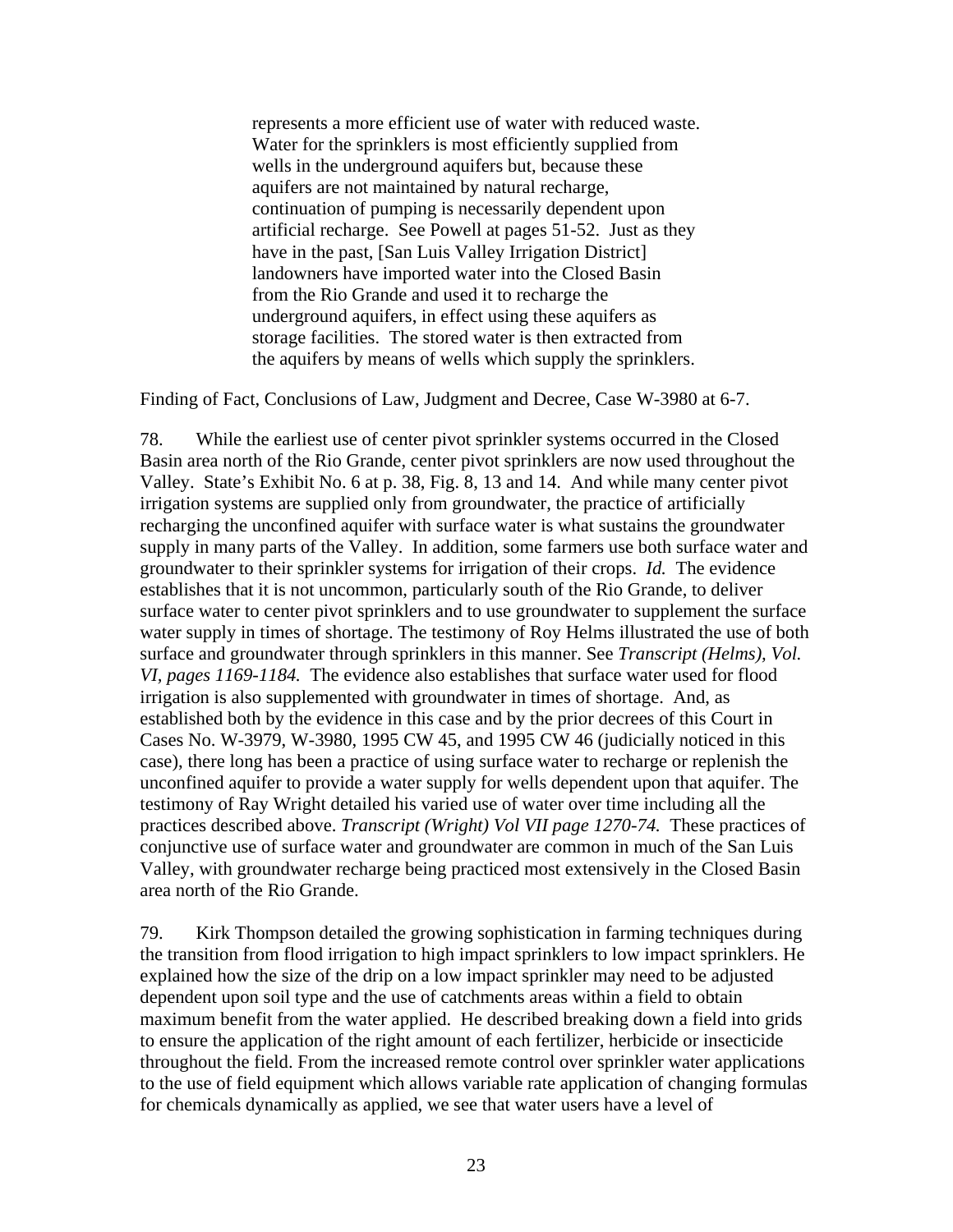> represents a more efficient use of water with reduced waste. Water for the sprinklers is most efficiently supplied from wells in the underground aquifers but, because these aquifers are not maintained by natural recharge, continuation of pumping is necessarily dependent upon artificial recharge. See Powell at pages 51-52. Just as they have in the past, [San Luis Valley Irrigation District] landowners have imported water into the Closed Basin from the Rio Grande and used it to recharge the underground aquifers, in effect using these aquifers as storage facilities. The stored water is then extracted from the aquifers by means of wells which supply the sprinklers.

Finding of Fact, Conclusions of Law, Judgment and Decree, Case W-3980 at 6-7.

78. While the earliest use of center pivot sprinkler systems occurred in the Closed Basin area north of the Rio Grande, center pivot sprinklers are now used throughout the Valley. State's Exhibit No. 6 at p. 38, Fig. 8, 13 and 14. And while many center pivot irrigation systems are supplied only from groundwater, the practice of artificially recharging the unconfined aquifer with surface water is what sustains the groundwater supply in many parts of the Valley. In addition, some farmers use both surface water and groundwater to their sprinkler systems for irrigation of their crops. *Id.* The evidence establishes that it is not uncommon, particularly south of the Rio Grande, to deliver surface water to center pivot sprinklers and to use groundwater to supplement the surface water supply in times of shortage. The testimony of Roy Helms illustrated the use of both surface and groundwater through sprinklers in this manner. See *Transcript (Helms), Vol. VI, pages 1169-1184.* The evidence also establishes that surface water used for flood irrigation is also supplemented with groundwater in times of shortage. And, as established both by the evidence in this case and by the prior decrees of this Court in Cases No. W-3979, W-3980, 1995 CW 45, and 1995 CW 46 (judicially noticed in this case), there long has been a practice of using surface water to recharge or replenish the unconfined aquifer to provide a water supply for wells dependent upon that aquifer. The testimony of Ray Wright detailed his varied use of water over time including all the practices described above. *Transcript (Wright) Vol VII page 1270-74.* These practices of conjunctive use of surface water and groundwater are common in much of the San Luis Valley, with groundwater recharge being practiced most extensively in the Closed Basin area north of the Rio Grande.

79. Kirk Thompson detailed the growing sophistication in farming techniques during the transition from flood irrigation to high impact sprinklers to low impact sprinklers. He explained how the size of the drip on a low impact sprinkler may need to be adjusted dependent upon soil type and the use of catchments areas within a field to obtain maximum benefit from the water applied. He described breaking down a field into grids to ensure the application of the right amount of each fertilizer, herbicide or insecticide throughout the field. From the increased remote control over sprinkler water applications to the use of field equipment which allows variable rate application of changing formulas for chemicals dynamically as applied, we see that water users have a level of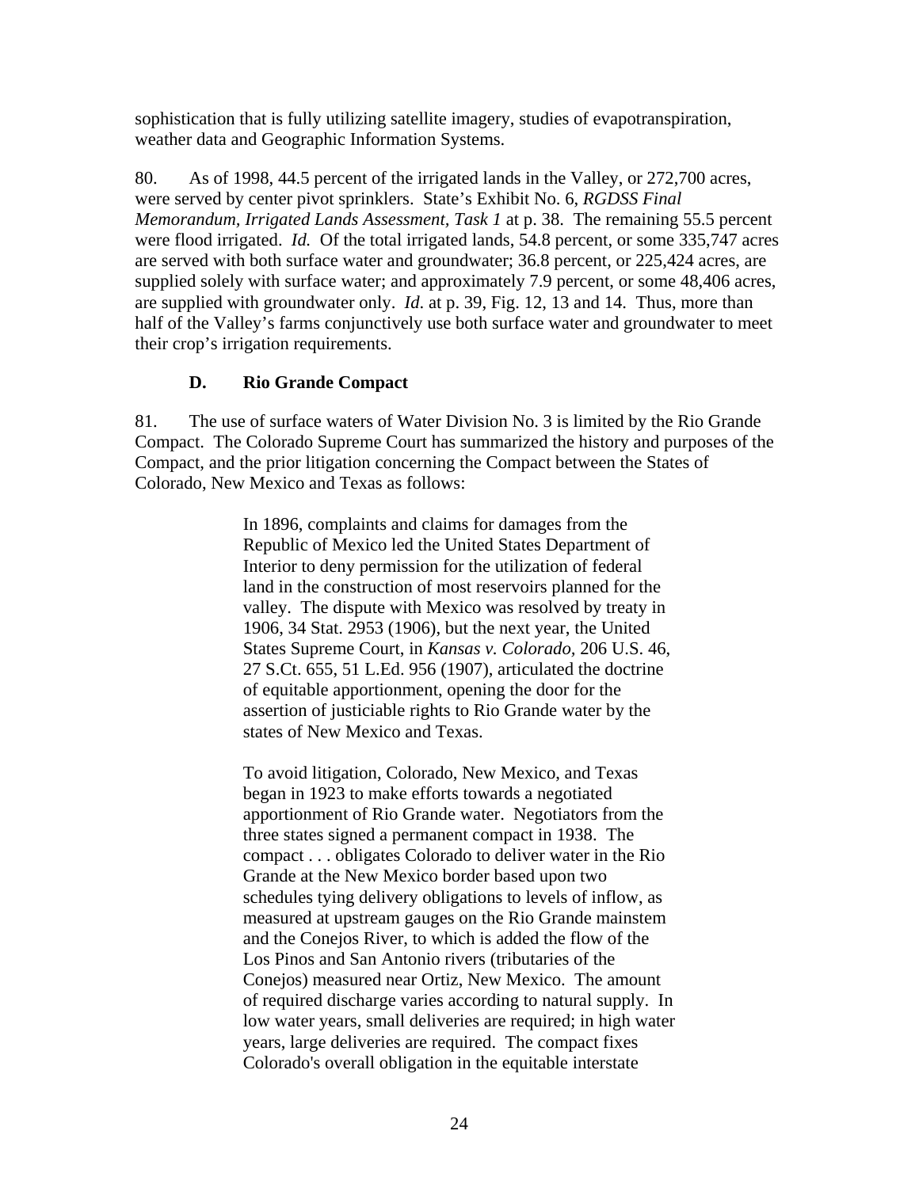sophistication that is fully utilizing satellite imagery, studies of evapotranspiration, weather data and Geographic Information Systems.

80. As of 1998, 44.5 percent of the irrigated lands in the Valley, or 272,700 acres, were served by center pivot sprinklers. State's Exhibit No. 6, *RGDSS Final Memorandum, Irrigated Lands Assessment, Task 1* at p. 38. The remaining 55.5 percent were flood irrigated. *Id.* Of the total irrigated lands, 54.8 percent, or some 335,747 acres are served with both surface water and groundwater; 36.8 percent, or 225,424 acres, are supplied solely with surface water; and approximately 7.9 percent, or some 48,406 acres, are supplied with groundwater only. *Id.* at p. 39, Fig. 12, 13 and 14. Thus, more than half of the Valley's farms conjunctively use both surface water and groundwater to meet their crop's irrigation requirements.

### D. Rio Grande Compact

81. The use of surface waters of Water Division No. 3 is limited by the Rio Grande Compact. The Colorado Supreme Court has summarized the history and purposes of the Compact, and the prior litigation concerning the Compact between the States of Colorado, New Mexico and Texas as follows:

> In 1896, complaints and claims for damages from the Republic of Mexico led the United States Department of Interior to deny permission for the utilization of federal land in the construction of most reservoirs planned for the valley. The dispute with Mexico was resolved by treaty in 1906, 34 Stat. 2953 (1906), but the next year, the United States Supreme Court, in *Kansas v. Colorado,* 206 U.S. 46, 27 S.Ct. 655, 51 L.Ed. 956 (1907), articulated the doctrine of equitable apportionment, opening the door for the assertion of justiciable rights to Rio Grande water by the states of New Mexico and Texas.
>
> To avoid litigation, Colorado, New Mexico, and Texas began in 1923 to make efforts towards a negotiated apportionment of Rio Grande water. Negotiators from the three states signed a permanent compact in 1938. The compact . . . obligates Colorado to deliver water in the Rio Grande at the New Mexico border based upon two schedules tying delivery obligations to levels of inflow, as measured at upstream gauges on the Rio Grande mainstem and the Conejos River, to which is added the flow of the Los Pinos and San Antonio rivers (tributaries of the Conejos) measured near Ortiz, New Mexico. The amount of required discharge varies according to natural supply. In low water years, small deliveries are required; in high water years, large deliveries are required. The compact fixes Colorado's overall obligation in the equitable interstate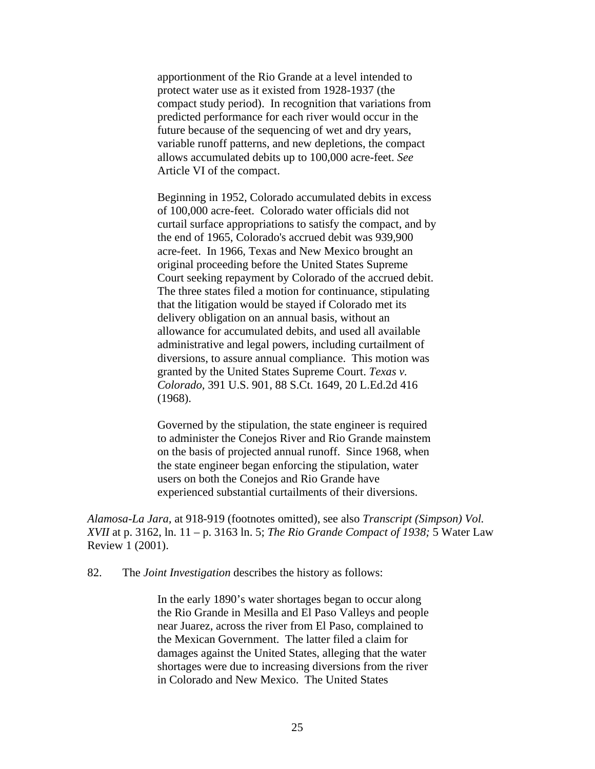> apportionment of the Rio Grande at a level intended to protect water use as it existed from 1928-1937 (the compact study period). In recognition that variations from predicted performance for each river would occur in the future because of the sequencing of wet and dry years, variable runoff patterns, and new depletions, the compact allows accumulated debits up to 100,000 acre-feet. *See* Article VI of the compact.
>
> Beginning in 1952, Colorado accumulated debits in excess of 100,000 acre-feet. Colorado water officials did not curtail surface appropriations to satisfy the compact, and by the end of 1965, Colorado's accrued debit was 939,900 acre-feet. In 1966, Texas and New Mexico brought an original proceeding before the United States Supreme Court seeking repayment by Colorado of the accrued debit. The three states filed a motion for continuance, stipulating that the litigation would be stayed if Colorado met its delivery obligation on an annual basis, without an allowance for accumulated debits, and used all available administrative and legal powers, including curtailment of diversions, to assure annual compliance. This motion was granted by the United States Supreme Court. *Texas v. Colorado,* 391 U.S. 901, 88 S.Ct. 1649, 20 L.Ed.2d 416 (1968).
>
> Governed by the stipulation, the state engineer is required to administer the Conejos River and Rio Grande mainstem on the basis of projected annual runoff. Since 1968, when the state engineer began enforcing the stipulation, water users on both the Conejos and Rio Grande have experienced substantial curtailments of their diversions.

*Alamosa-La Jara,* at 918-919 (footnotes omitted), see also *Transcript (Simpson) Vol. XVII* at p. 3162, ln. 11 – p. 3163 ln. 5; *The Rio Grande Compact of 1938;* 5 Water Law Review 1 (2001).

82. The *Joint Investigation* describes the history as follows:

> In the early 1890's water shortages began to occur along the Rio Grande in Mesilla and El Paso Valleys and people near Juarez, across the river from El Paso, complained to the Mexican Government. The latter filed a claim for damages against the United States, alleging that the water shortages were due to increasing diversions from the river in Colorado and New Mexico. The United States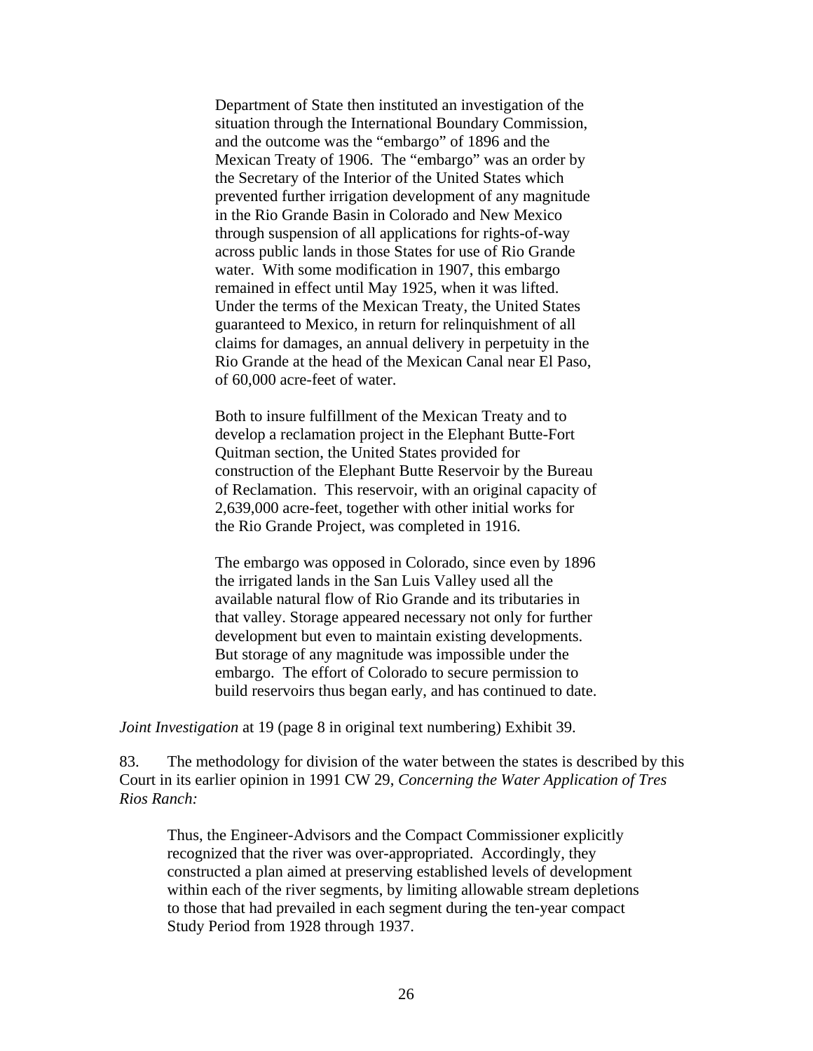> Department of State then instituted an investigation of the situation through the International Boundary Commission, and the outcome was the "embargo" of 1896 and the Mexican Treaty of 1906. The "embargo" was an order by the Secretary of the Interior of the United States which prevented further irrigation development of any magnitude in the Rio Grande Basin in Colorado and New Mexico through suspension of all applications for rights-of-way across public lands in those States for use of Rio Grande water. With some modification in 1907, this embargo remained in effect until May 1925, when it was lifted. Under the terms of the Mexican Treaty, the United States guaranteed to Mexico, in return for relinquishment of all claims for damages, an annual delivery in perpetuity in the Rio Grande at the head of the Mexican Canal near El Paso, of 60,000 acre-feet of water.
>
> Both to insure fulfillment of the Mexican Treaty and to develop a reclamation project in the Elephant Butte-Fort Quitman section, the United States provided for construction of the Elephant Butte Reservoir by the Bureau of Reclamation. This reservoir, with an original capacity of 2,639,000 acre-feet, together with other initial works for the Rio Grande Project, was completed in 1916.
>
> The embargo was opposed in Colorado, since even by 1896 the irrigated lands in the San Luis Valley used all the available natural flow of Rio Grande and its tributaries in that valley. Storage appeared necessary not only for further development but even to maintain existing developments. But storage of any magnitude was impossible under the embargo. The effort of Colorado to secure permission to build reservoirs thus began early, and has continued to date.

*Joint Investigation* at 19 (page 8 in original text numbering) Exhibit 39.

83. The methodology for division of the water between the states is described by this Court in its earlier opinion in 1991 CW 29, *Concerning the Water Application of Tres Rios Ranch:*

> Thus, the Engineer-Advisors and the Compact Commissioner explicitly recognized that the river was over-appropriated. Accordingly, they constructed a plan aimed at preserving established levels of development within each of the river segments, by limiting allowable stream depletions to those that had prevailed in each segment during the ten-year compact Study Period from 1928 through 1937.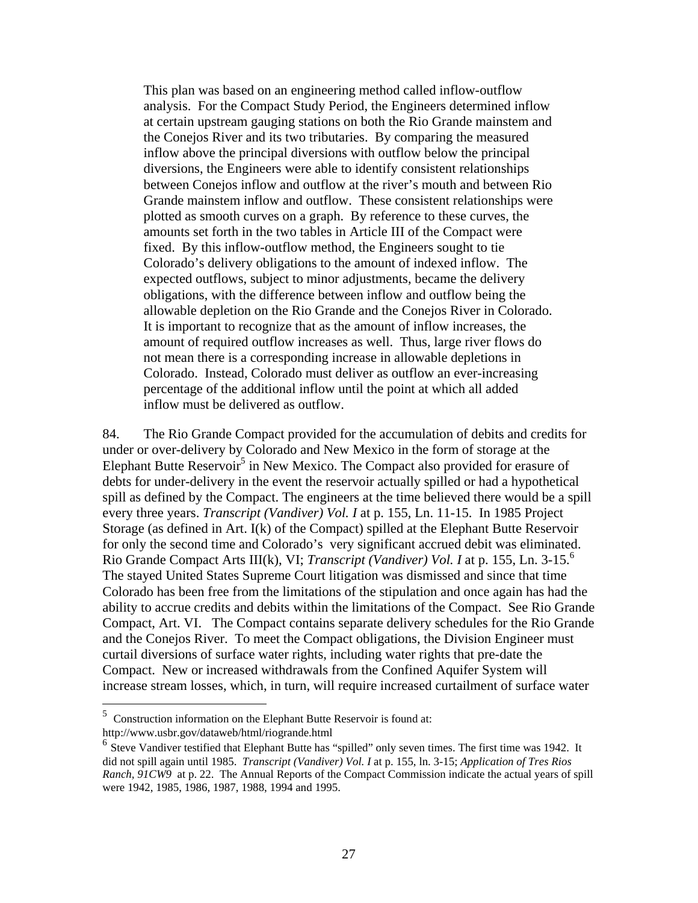> This plan was based on an engineering method called inflow-outflow analysis. For the Compact Study Period, the Engineers determined inflow at certain upstream gauging stations on both the Rio Grande mainstem and the Conejos River and its two tributaries. By comparing the measured inflow above the principal diversions with outflow below the principal diversions, the Engineers were able to identify consistent relationships between Conejos inflow and outflow at the river's mouth and between Rio Grande mainstem inflow and outflow. These consistent relationships were plotted as smooth curves on a graph. By reference to these curves, the amounts set forth in the two tables in Article III of the Compact were fixed. By this inflow-outflow method, the Engineers sought to tie Colorado's delivery obligations to the amount of indexed inflow. The expected outflows, subject to minor adjustments, became the delivery obligations, with the difference between inflow and outflow being the allowable depletion on the Rio Grande and the Conejos River in Colorado. It is important to recognize that as the amount of inflow increases, the amount of required outflow increases as well. Thus, large river flows do not mean there is a corresponding increase in allowable depletions in Colorado. Instead, Colorado must deliver as outflow an ever-increasing percentage of the additional inflow until the point at which all added inflow must be delivered as outflow.

84. The Rio Grande Compact provided for the accumulation of debits and credits for under or over-delivery by Colorado and New Mexico in the form of storage at the Elephant Butte Reservoir[5] in New Mexico. The Compact also provided for erasure of debts for under-delivery in the event the reservoir actually spilled or had a hypothetical spill as defined by the Compact. The engineers at the time believed there would be a spill every three years. *Transcript (Vandiver) Vol. I* at p. 155, Ln. 11-15. In 1985 Project Storage (as defined in Art. I(k) of the Compact) spilled at the Elephant Butte Reservoir for only the second time and Colorado's very significant accrued debit was eliminated. Rio Grande Compact Arts III(k), VI; *Transcript (Vandiver) Vol. I* at p. 155, Ln. 3-15.[6] The stayed United States Supreme Court litigation was dismissed and since that time Colorado has been free from the limitations of the stipulation and once again has had the ability to accrue credits and debits within the limitations of the Compact. See Rio Grande Compact, Art. VI. The Compact contains separate delivery schedules for the Rio Grande and the Conejos River. To meet the Compact obligations, the Division Engineer must curtail diversions of surface water rights, including water rights that pre-date the Compact. New or increased withdrawals from the Confined Aquifer System will increase stream losses, which, in turn, will require increased curtailment of surface water

---

[5] Construction information on the Elephant Butte Reservoir is found at: http://www.usbr.gov/dataweb/html/riogrande.html

[6] Steve Vandiver testified that Elephant Butte has "spilled" only seven times. The first time was 1942. It did not spill again until 1985. *Transcript (Vandiver) Vol. I* at p. 155, ln. 3-15; *Application of Tres Rios Ranch, 91CW9* at p. 22. The Annual Reports of the Compact Commission indicate the actual years of spill were 1942, 1985, 1986, 1987, 1988, 1994 and 1995.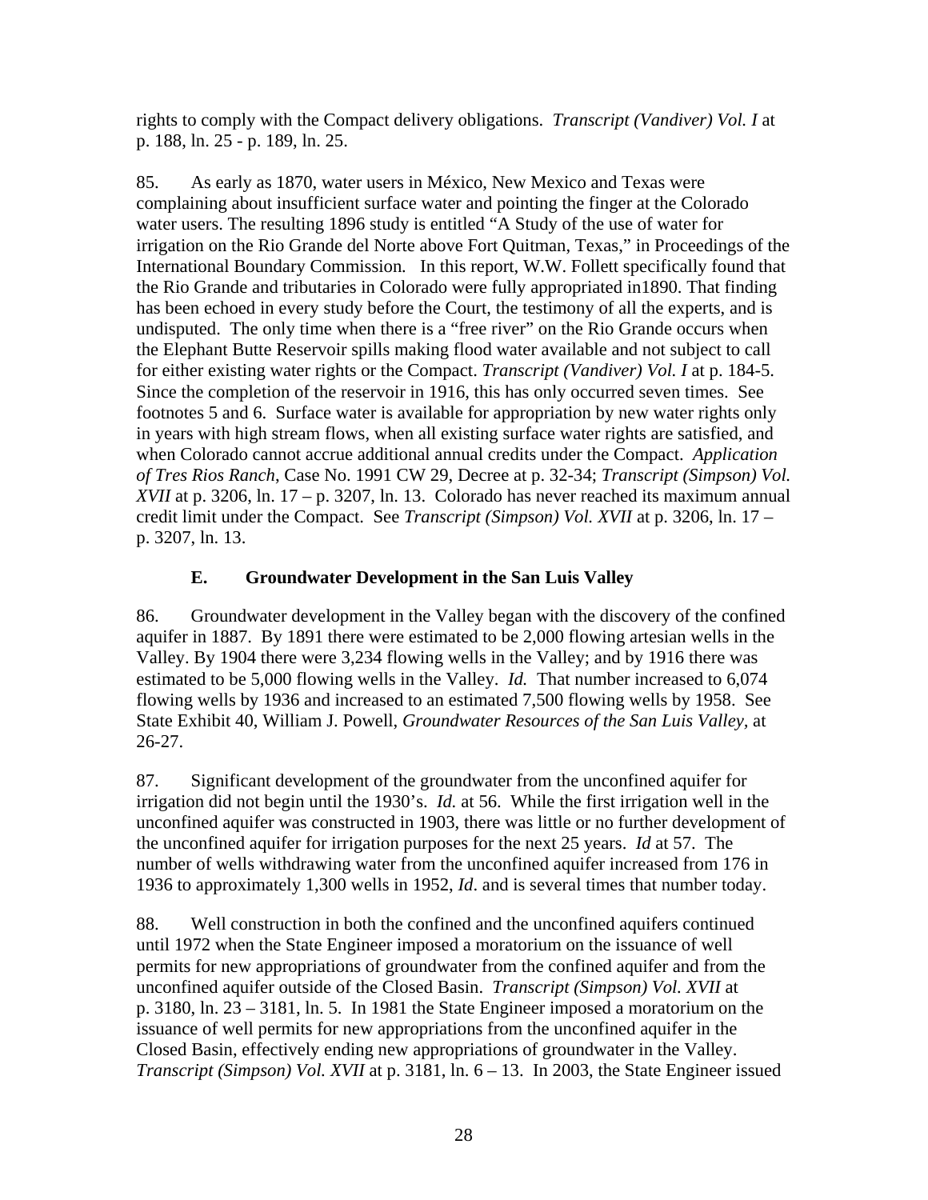rights to comply with the Compact delivery obligations. *Transcript (Vandiver) Vol. I* at p. 188, ln. 25 - p. 189, ln. 25.

85. As early as 1870, water users in México, New Mexico and Texas were complaining about insufficient surface water and pointing the finger at the Colorado water users. The resulting 1896 study is entitled "A Study of the use of water for irrigation on the Rio Grande del Norte above Fort Quitman, Texas," in Proceedings of the International Boundary Commission. In this report, W.W. Follett specifically found that the Rio Grande and tributaries in Colorado were fully appropriated in1890. That finding has been echoed in every study before the Court, the testimony of all the experts, and is undisputed. The only time when there is a "free river" on the Rio Grande occurs when the Elephant Butte Reservoir spills making flood water available and not subject to call for either existing water rights or the Compact. *Transcript (Vandiver) Vol. I* at p. 184-5. Since the completion of the reservoir in 1916, this has only occurred seven times. See footnotes 5 and 6. Surface water is available for appropriation by new water rights only in years with high stream flows, when all existing surface water rights are satisfied, and when Colorado cannot accrue additional annual credits under the Compact. *Application of Tres Rios Ranch*, Case No. 1991 CW 29, Decree at p. 32-34; *Transcript (Simpson) Vol. XVII* at p. 3206, ln. 17 – p. 3207, ln. 13. Colorado has never reached its maximum annual credit limit under the Compact. See *Transcript (Simpson) Vol. XVII* at p. 3206, ln. 17 – p. 3207, ln. 13.

### E. Groundwater Development in the San Luis Valley

86. Groundwater development in the Valley began with the discovery of the confined aquifer in 1887. By 1891 there were estimated to be 2,000 flowing artesian wells in the Valley. By 1904 there were 3,234 flowing wells in the Valley; and by 1916 there was estimated to be 5,000 flowing wells in the Valley. *Id.* That number increased to 6,074 flowing wells by 1936 and increased to an estimated 7,500 flowing wells by 1958. See State Exhibit 40, William J. Powell, *Groundwater Resources of the San Luis Valley*, at 26-27.

87. Significant development of the groundwater from the unconfined aquifer for irrigation did not begin until the 1930's. *Id.* at 56. While the first irrigation well in the unconfined aquifer was constructed in 1903, there was little or no further development of the unconfined aquifer for irrigation purposes for the next 25 years. *Id* at 57. The number of wells withdrawing water from the unconfined aquifer increased from 176 in 1936 to approximately 1,300 wells in 1952, *Id*. and is several times that number today.

88. Well construction in both the confined and the unconfined aquifers continued until 1972 when the State Engineer imposed a moratorium on the issuance of well permits for new appropriations of groundwater from the confined aquifer and from the unconfined aquifer outside of the Closed Basin. *Transcript (Simpson) Vol. XVII* at p. 3180, ln. 23 – 3181, ln. 5. In 1981 the State Engineer imposed a moratorium on the issuance of well permits for new appropriations from the unconfined aquifer in the Closed Basin, effectively ending new appropriations of groundwater in the Valley. *Transcript (Simpson) Vol. XVII* at p. 3181, ln. 6 – 13. In 2003, the State Engineer issued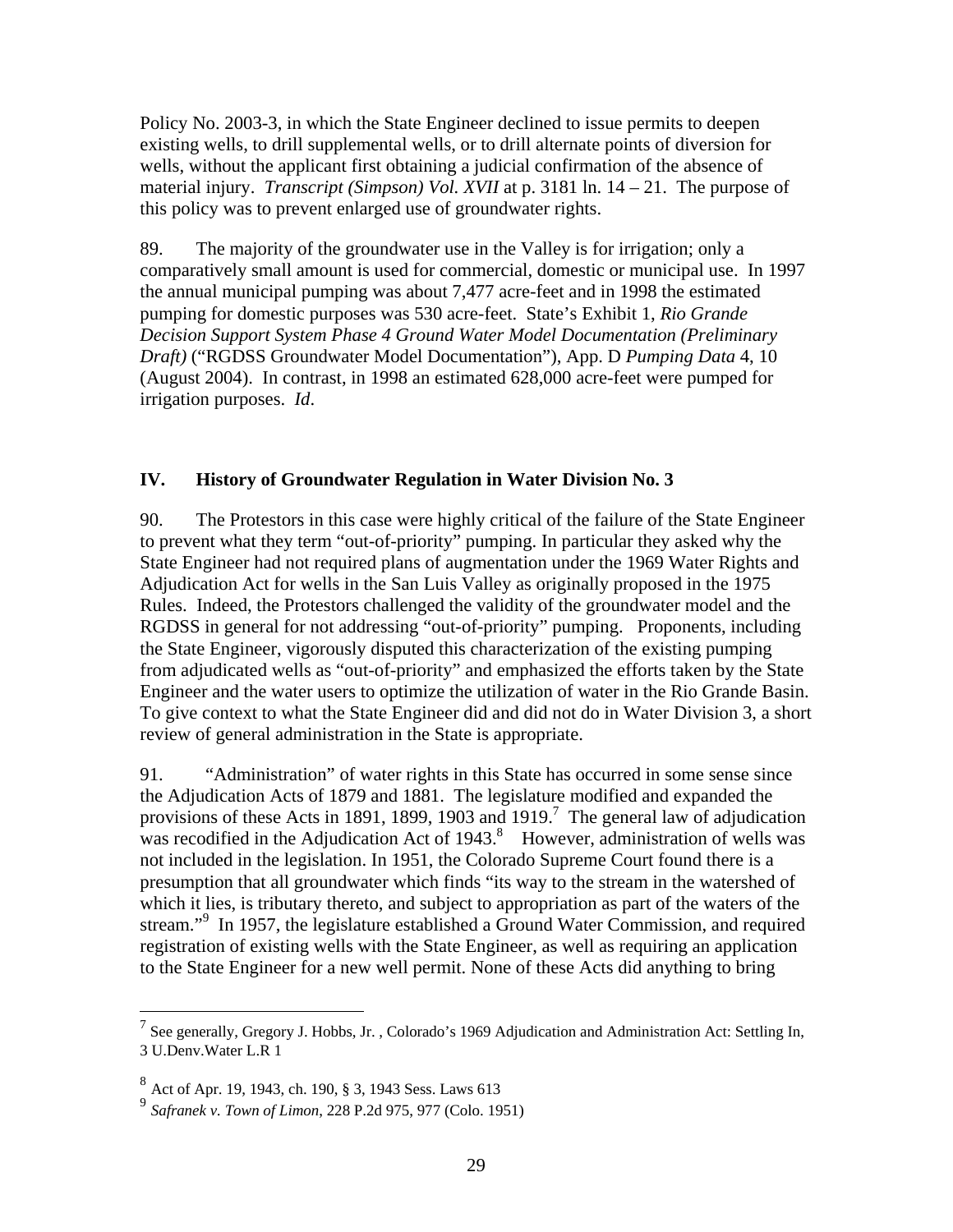Policy No. 2003-3, in which the State Engineer declined to issue permits to deepen existing wells, to drill supplemental wells, or to drill alternate points of diversion for wells, without the applicant first obtaining a judicial confirmation of the absence of material injury. *Transcript (Simpson) Vol. XVII* at p. 3181 ln. 14 – 21. The purpose of this policy was to prevent enlarged use of groundwater rights.

89. The majority of the groundwater use in the Valley is for irrigation; only a comparatively small amount is used for commercial, domestic or municipal use. In 1997 the annual municipal pumping was about 7,477 acre-feet and in 1998 the estimated pumping for domestic purposes was 530 acre-feet. State's Exhibit 1, *Rio Grande Decision Support System Phase 4 Ground Water Model Documentation (Preliminary Draft)* ("RGDSS Groundwater Model Documentation"), App. D *Pumping Data* 4, 10 (August 2004). In contrast, in 1998 an estimated 628,000 acre-feet were pumped for irrigation purposes. *Id*.

## IV. History of Groundwater Regulation in Water Division No. 3

90. The Protestors in this case were highly critical of the failure of the State Engineer to prevent what they term "out-of-priority" pumping. In particular they asked why the State Engineer had not required plans of augmentation under the 1969 Water Rights and Adjudication Act for wells in the San Luis Valley as originally proposed in the 1975 Rules. Indeed, the Protestors challenged the validity of the groundwater model and the RGDSS in general for not addressing "out-of-priority" pumping. Proponents, including the State Engineer, vigorously disputed this characterization of the existing pumping from adjudicated wells as "out-of-priority" and emphasized the efforts taken by the State Engineer and the water users to optimize the utilization of water in the Rio Grande Basin. To give context to what the State Engineer did and did not do in Water Division 3, a short review of general administration in the State is appropriate.

91. "Administration" of water rights in this State has occurred in some sense since the Adjudication Acts of 1879 and 1881. The legislature modified and expanded the provisions of these Acts in 1891, 1899, 1903 and 1919.[7] The general law of adjudication was recodified in the Adjudication Act of 1943.[8] However, administration of wells was not included in the legislation. In 1951, the Colorado Supreme Court found there is a presumption that all groundwater which finds "its way to the stream in the watershed of which it lies, is tributary thereto, and subject to appropriation as part of the waters of the stream."[9] In 1957, the legislature established a Ground Water Commission, and required registration of existing wells with the State Engineer, as well as requiring an application to the State Engineer for a new well permit. None of these Acts did anything to bring

---

[7] See generally, Gregory J. Hobbs, Jr. , Colorado's 1969 Adjudication and Administration Act: Settling In, 3 U.Denv.Water L.R 1

[8] Act of Apr. 19, 1943, ch. 190, § 3, 1943 Sess. Laws 613

[9] *Safranek v. Town of Limon*, 228 P.2d 975, 977 (Colo. 1951)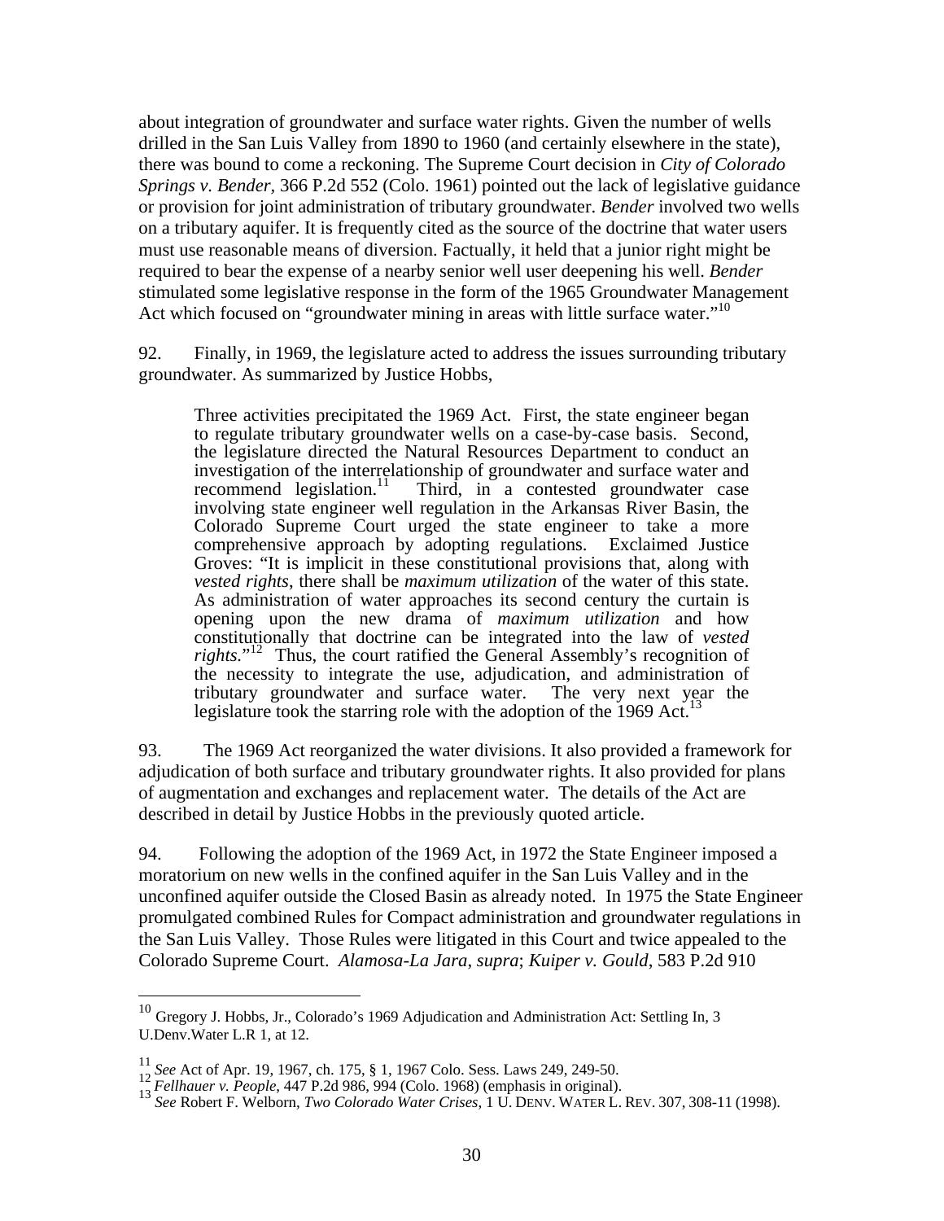about integration of groundwater and surface water rights. Given the number of wells drilled in the San Luis Valley from 1890 to 1960 (and certainly elsewhere in the state), there was bound to come a reckoning. The Supreme Court decision in *City of Colorado Springs v. Bender*, 366 P.2d 552 (Colo. 1961) pointed out the lack of legislative guidance or provision for joint administration of tributary groundwater. *Bender* involved two wells on a tributary aquifer. It is frequently cited as the source of the doctrine that water users must use reasonable means of diversion. Factually, it held that a junior right might be required to bear the expense of a nearby senior well user deepening his well. *Bender* stimulated some legislative response in the form of the 1965 Groundwater Management Act which focused on "groundwater mining in areas with little surface water."[10]

92. Finally, in 1969, the legislature acted to address the issues surrounding tributary groundwater. As summarized by Justice Hobbs,

> Three activities precipitated the 1969 Act. First, the state engineer began to regulate tributary groundwater wells on a case-by-case basis. Second, the legislature directed the Natural Resources Department to conduct an investigation of the interrelationship of groundwater and surface water and recommend legislation.[11] Third, in a contested groundwater case involving state engineer well regulation in the Arkansas River Basin, the Colorado Supreme Court urged the state engineer to take a more comprehensive approach by adopting regulations. Exclaimed Justice Groves: "It is implicit in these constitutional provisions that, along with *vested rights*, there shall be *maximum utilization* of the water of this state. As administration of water approaches its second century the curtain is opening upon the new drama of *maximum utilization* and how constitutionally that doctrine can be integrated into the law of *vested rights*."[12] Thus, the court ratified the General Assembly's recognition of the necessity to integrate the use, adjudication, and administration of tributary groundwater and surface water. The very next year the legislature took the starring role with the adoption of the 1969 Act.[13]

93. The 1969 Act reorganized the water divisions. It also provided a framework for adjudication of both surface and tributary groundwater rights. It also provided for plans of augmentation and exchanges and replacement water. The details of the Act are described in detail by Justice Hobbs in the previously quoted article.

94. Following the adoption of the 1969 Act, in 1972 the State Engineer imposed a moratorium on new wells in the confined aquifer in the San Luis Valley and in the unconfined aquifer outside the Closed Basin as already noted. In 1975 the State Engineer promulgated combined Rules for Compact administration and groundwater regulations in the San Luis Valley. Those Rules were litigated in this Court and twice appealed to the Colorado Supreme Court. *Alamosa-La Jara*, *supra*; *Kuiper v. Gould*, 583 P.2d 910

---

[10] Gregory J. Hobbs, Jr., Colorado's 1969 Adjudication and Administration Act: Settling In, 3 U.Denv.Water L.R 1, at 12.

[11] *See* Act of Apr. 19, 1967, ch. 175, § 1, 1967 Colo. Sess. Laws 249, 249-50.

[12] *Fellhauer v. People*, 447 P.2d 986, 994 (Colo. 1968) (emphasis in original).

[13] *See* Robert F. Welborn, *Two Colorado Water Crises*, 1 U. DENV. WATER L. REV. 307, 308-11 (1998).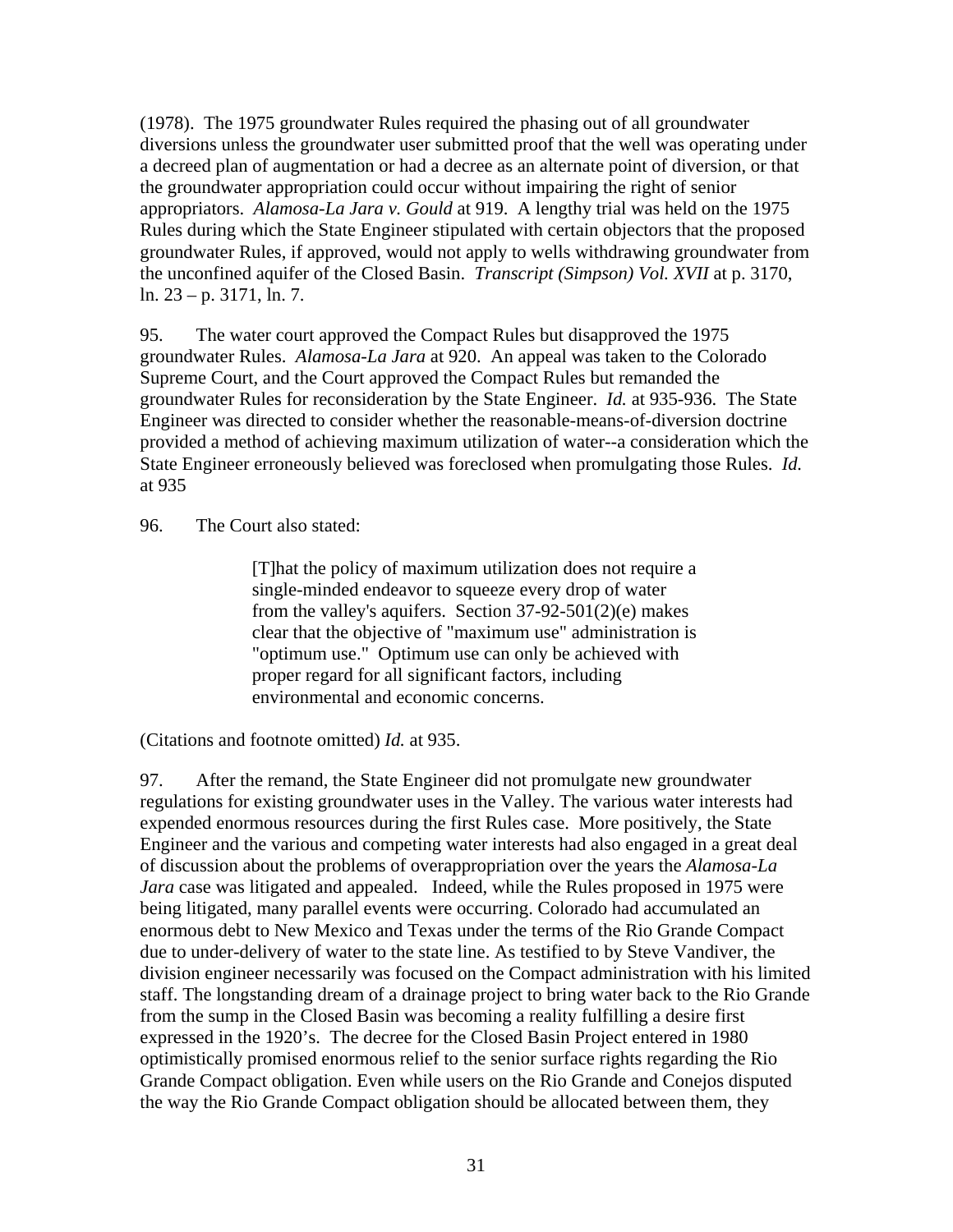(1978). The 1975 groundwater Rules required the phasing out of all groundwater diversions unless the groundwater user submitted proof that the well was operating under a decreed plan of augmentation or had a decree as an alternate point of diversion, or that the groundwater appropriation could occur without impairing the right of senior appropriators. *Alamosa-La Jara v. Gould* at 919. A lengthy trial was held on the 1975 Rules during which the State Engineer stipulated with certain objectors that the proposed groundwater Rules, if approved, would not apply to wells withdrawing groundwater from the unconfined aquifer of the Closed Basin. *Transcript (Simpson) Vol. XVII* at p. 3170, ln. 23 – p. 3171, ln. 7.

95. The water court approved the Compact Rules but disapproved the 1975 groundwater Rules. *Alamosa-La Jara* at 920. An appeal was taken to the Colorado Supreme Court, and the Court approved the Compact Rules but remanded the groundwater Rules for reconsideration by the State Engineer. *Id.* at 935-936. The State Engineer was directed to consider whether the reasonable-means-of-diversion doctrine provided a method of achieving maximum utilization of water--a consideration which the State Engineer erroneously believed was foreclosed when promulgating those Rules. *Id.* at 935

96. The Court also stated:

> [T]hat the policy of maximum utilization does not require a single-minded endeavor to squeeze every drop of water from the valley's aquifers. Section 37-92-501(2)(e) makes clear that the objective of "maximum use" administration is "optimum use." Optimum use can only be achieved with proper regard for all significant factors, including environmental and economic concerns.

(Citations and footnote omitted) *Id.* at 935.

97. After the remand, the State Engineer did not promulgate new groundwater regulations for existing groundwater uses in the Valley. The various water interests had expended enormous resources during the first Rules case. More positively, the State Engineer and the various and competing water interests had also engaged in a great deal of discussion about the problems of overappropriation over the years the *Alamosa-La Jara* case was litigated and appealed. Indeed, while the Rules proposed in 1975 were being litigated, many parallel events were occurring. Colorado had accumulated an enormous debt to New Mexico and Texas under the terms of the Rio Grande Compact due to under-delivery of water to the state line. As testified to by Steve Vandiver, the division engineer necessarily was focused on the Compact administration with his limited staff. The longstanding dream of a drainage project to bring water back to the Rio Grande from the sump in the Closed Basin was becoming a reality fulfilling a desire first expressed in the 1920's. The decree for the Closed Basin Project entered in 1980 optimistically promised enormous relief to the senior surface rights regarding the Rio Grande Compact obligation. Even while users on the Rio Grande and Conejos disputed the way the Rio Grande Compact obligation should be allocated between them, they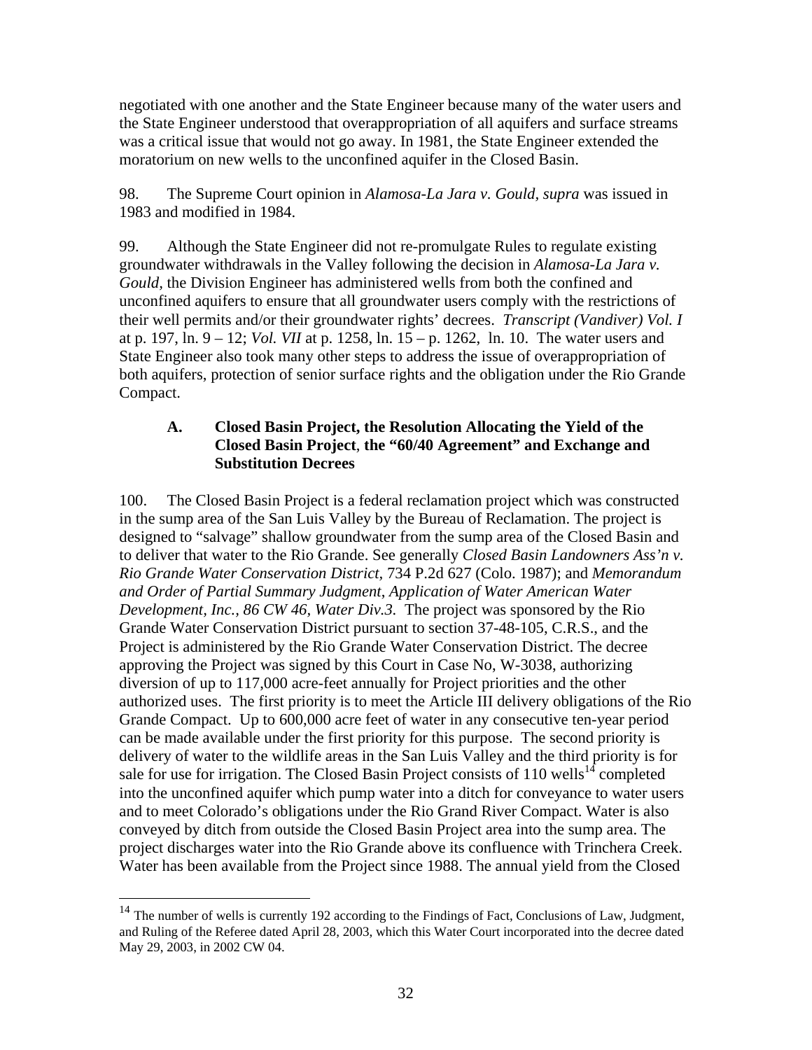negotiated with one another and the State Engineer because many of the water users and the State Engineer understood that overappropriation of all aquifers and surface streams was a critical issue that would not go away. In 1981, the State Engineer extended the moratorium on new wells to the unconfined aquifer in the Closed Basin.

98. The Supreme Court opinion in *Alamosa-La Jara v. Gould, supra* was issued in 1983 and modified in 1984.

99. Although the State Engineer did not re-promulgate Rules to regulate existing groundwater withdrawals in the Valley following the decision in *Alamosa-La Jara v. Gould,* the Division Engineer has administered wells from both the confined and unconfined aquifers to ensure that all groundwater users comply with the restrictions of their well permits and/or their groundwater rights' decrees. *Transcript (Vandiver) Vol. I* at p. 197, ln. 9 – 12; *Vol. VII* at p. 1258, ln. 15 – p. 1262, ln. 10. The water users and State Engineer also took many other steps to address the issue of overappropriation of both aquifers, protection of senior surface rights and the obligation under the Rio Grande Compact.

### A. Closed Basin Project, the Resolution Allocating the Yield of the Closed Basin Project, the "60/40 Agreement" and Exchange and Substitution Decrees

100. The Closed Basin Project is a federal reclamation project which was constructed in the sump area of the San Luis Valley by the Bureau of Reclamation. The project is designed to "salvage" shallow groundwater from the sump area of the Closed Basin and to deliver that water to the Rio Grande. See generally *Closed Basin Landowners Ass'n v. Rio Grande Water Conservation District*, 734 P.2d 627 (Colo. 1987); and *Memorandum and Order of Partial Summary Judgment, Application of Water American Water Development, Inc., 86 CW 46, Water Div.3*. The project was sponsored by the Rio Grande Water Conservation District pursuant to section 37-48-105, C.R.S., and the Project is administered by the Rio Grande Water Conservation District. The decree approving the Project was signed by this Court in Case No, W-3038, authorizing diversion of up to 117,000 acre-feet annually for Project priorities and the other authorized uses. The first priority is to meet the Article III delivery obligations of the Rio Grande Compact. Up to 600,000 acre feet of water in any consecutive ten-year period can be made available under the first priority for this purpose. The second priority is delivery of water to the wildlife areas in the San Luis Valley and the third priority is for sale for use for irrigation. The Closed Basin Project consists of 110 wells[14] completed into the unconfined aquifer which pump water into a ditch for conveyance to water users and to meet Colorado's obligations under the Rio Grand River Compact. Water is also conveyed by ditch from outside the Closed Basin Project area into the sump area. The project discharges water into the Rio Grande above its confluence with Trinchera Creek. Water has been available from the Project since 1988. The annual yield from the Closed

---

[14] The number of wells is currently 192 according to the Findings of Fact, Conclusions of Law, Judgment, and Ruling of the Referee dated April 28, 2003, which this Water Court incorporated into the decree dated May 29, 2003, in 2002 CW 04.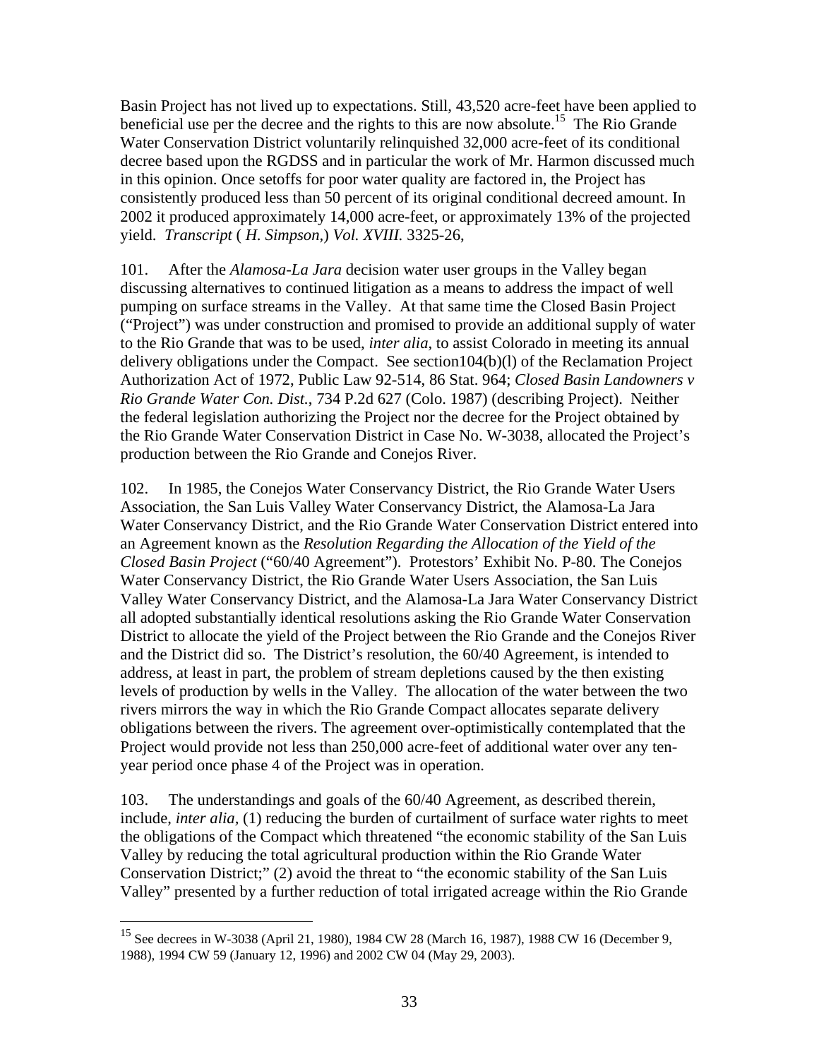Basin Project has not lived up to expectations. Still, 43,520 acre-feet have been applied to beneficial use per the decree and the rights to this are now absolute.[15] The Rio Grande Water Conservation District voluntarily relinquished 32,000 acre-feet of its conditional decree based upon the RGDSS and in particular the work of Mr. Harmon discussed much in this opinion. Once setoffs for poor water quality are factored in, the Project has consistently produced less than 50 percent of its original conditional decreed amount. In 2002 it produced approximately 14,000 acre-feet, or approximately 13% of the projected yield. *Transcript* ( *H. Simpson,*) *Vol. XVIII.* 3325-26,

101. After the *Alamosa-La Jara* decision water user groups in the Valley began discussing alternatives to continued litigation as a means to address the impact of well pumping on surface streams in the Valley. At that same time the Closed Basin Project ("Project") was under construction and promised to provide an additional supply of water to the Rio Grande that was to be used, *inter alia*, to assist Colorado in meeting its annual delivery obligations under the Compact. See section104(b)(l) of the Reclamation Project Authorization Act of 1972, Public Law 92-514, 86 Stat. 964; *Closed Basin Landowners v Rio Grande Water Con. Dist.*, 734 P.2d 627 (Colo. 1987) (describing Project). Neither the federal legislation authorizing the Project nor the decree for the Project obtained by the Rio Grande Water Conservation District in Case No. W-3038, allocated the Project's production between the Rio Grande and Conejos River.

102. In 1985, the Conejos Water Conservancy District, the Rio Grande Water Users Association, the San Luis Valley Water Conservancy District, the Alamosa-La Jara Water Conservancy District, and the Rio Grande Water Conservation District entered into an Agreement known as the *Resolution Regarding the Allocation of the Yield of the Closed Basin Project* ("60/40 Agreement"). Protestors' Exhibit No. P-80. The Conejos Water Conservancy District, the Rio Grande Water Users Association, the San Luis Valley Water Conservancy District, and the Alamosa-La Jara Water Conservancy District all adopted substantially identical resolutions asking the Rio Grande Water Conservation District to allocate the yield of the Project between the Rio Grande and the Conejos River and the District did so. The District's resolution, the 60/40 Agreement, is intended to address, at least in part, the problem of stream depletions caused by the then existing levels of production by wells in the Valley. The allocation of the water between the two rivers mirrors the way in which the Rio Grande Compact allocates separate delivery obligations between the rivers. The agreement over-optimistically contemplated that the Project would provide not less than 250,000 acre-feet of additional water over any ten-year period once phase 4 of the Project was in operation.

103. The understandings and goals of the 60/40 Agreement, as described therein, include, *inter alia*, (1) reducing the burden of curtailment of surface water rights to meet the obligations of the Compact which threatened "the economic stability of the San Luis Valley by reducing the total agricultural production within the Rio Grande Water Conservation District;" (2) avoid the threat to "the economic stability of the San Luis Valley" presented by a further reduction of total irrigated acreage within the Rio Grande

[15] See decrees in W-3038 (April 21, 1980), 1984 CW 28 (March 16, 1987), 1988 CW 16 (December 9, 1988), 1994 CW 59 (January 12, 1996) and 2002 CW 04 (May 29, 2003).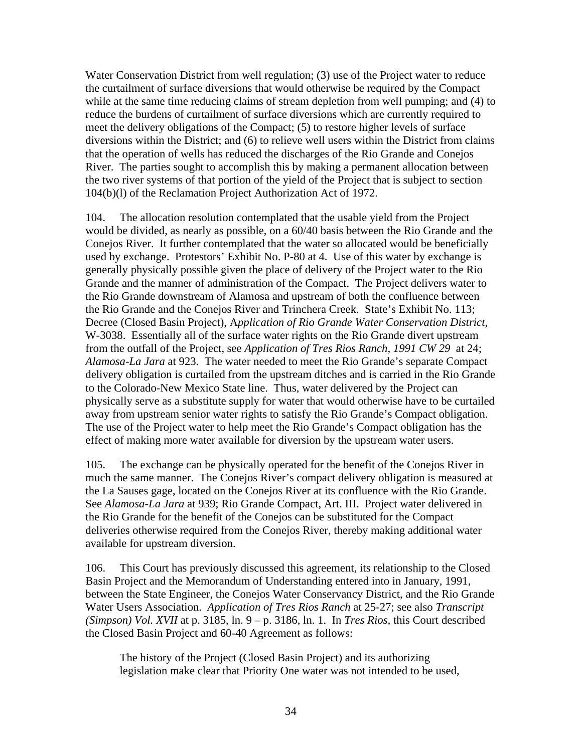Water Conservation District from well regulation; (3) use of the Project water to reduce the curtailment of surface diversions that would otherwise be required by the Compact while at the same time reducing claims of stream depletion from well pumping; and (4) to reduce the burdens of curtailment of surface diversions which are currently required to meet the delivery obligations of the Compact; (5) to restore higher levels of surface diversions within the District; and (6) to relieve well users within the District from claims that the operation of wells has reduced the discharges of the Rio Grande and Conejos River. The parties sought to accomplish this by making a permanent allocation between the two river systems of that portion of the yield of the Project that is subject to section 104(b)(l) of the Reclamation Project Authorization Act of 1972.

104. The allocation resolution contemplated that the usable yield from the Project would be divided, as nearly as possible, on a 60/40 basis between the Rio Grande and the Conejos River. It further contemplated that the water so allocated would be beneficially used by exchange. Protestors' Exhibit No. P-80 at 4. Use of this water by exchange is generally physically possible given the place of delivery of the Project water to the Rio Grande and the manner of administration of the Compact. The Project delivers water to the Rio Grande downstream of Alamosa and upstream of both the confluence between the Rio Grande and the Conejos River and Trinchera Creek. State's Exhibit No. 113; Decree (Closed Basin Project), *Application of Rio Grande Water Conservation District*, W-3038. Essentially all of the surface water rights on the Rio Grande divert upstream from the outfall of the Project, see *Application of Tres Rios Ranch, 1991 CW 29* at 24; *Alamosa-La Jara* at 923. The water needed to meet the Rio Grande's separate Compact delivery obligation is curtailed from the upstream ditches and is carried in the Rio Grande to the Colorado-New Mexico State line. Thus, water delivered by the Project can physically serve as a substitute supply for water that would otherwise have to be curtailed away from upstream senior water rights to satisfy the Rio Grande's Compact obligation. The use of the Project water to help meet the Rio Grande's Compact obligation has the effect of making more water available for diversion by the upstream water users.

105. The exchange can be physically operated for the benefit of the Conejos River in much the same manner. The Conejos River's compact delivery obligation is measured at the La Sauses gage, located on the Conejos River at its confluence with the Rio Grande. See *Alamosa-La Jara* at 939; Rio Grande Compact, Art. III. Project water delivered in the Rio Grande for the benefit of the Conejos can be substituted for the Compact deliveries otherwise required from the Conejos River, thereby making additional water available for upstream diversion.

106. This Court has previously discussed this agreement, its relationship to the Closed Basin Project and the Memorandum of Understanding entered into in January, 1991, between the State Engineer, the Conejos Water Conservancy District, and the Rio Grande Water Users Association. *Application of Tres Rios Ranch* at 25-27; see also *Transcript (Simpson) Vol. XVII* at p. 3185, ln. 9 – p. 3186, ln. 1. In *Tres Rios*, this Court described the Closed Basin Project and 60-40 Agreement as follows:

> The history of the Project (Closed Basin Project) and its authorizing legislation make clear that Priority One water was not intended to be used,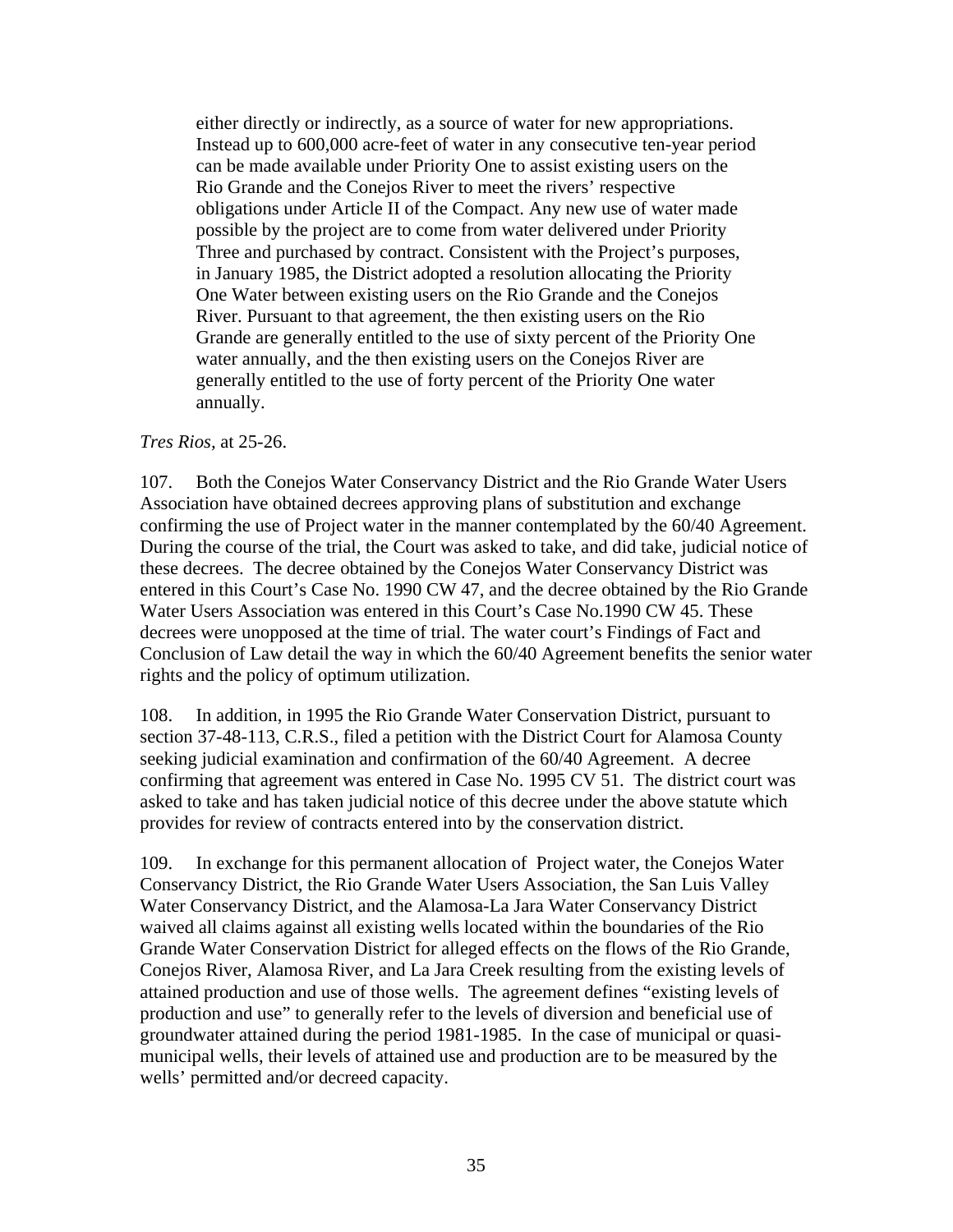> either directly or indirectly, as a source of water for new appropriations. Instead up to 600,000 acre-feet of water in any consecutive ten-year period can be made available under Priority One to assist existing users on the Rio Grande and the Conejos River to meet the rivers' respective obligations under Article II of the Compact. Any new use of water made possible by the project are to come from water delivered under Priority Three and purchased by contract. Consistent with the Project's purposes, in January 1985, the District adopted a resolution allocating the Priority One Water between existing users on the Rio Grande and the Conejos River. Pursuant to that agreement, the then existing users on the Rio Grande are generally entitled to the use of sixty percent of the Priority One water annually, and the then existing users on the Conejos River are generally entitled to the use of forty percent of the Priority One water annually.

*Tres Rios*, at 25-26.

107. Both the Conejos Water Conservancy District and the Rio Grande Water Users Association have obtained decrees approving plans of substitution and exchange confirming the use of Project water in the manner contemplated by the 60/40 Agreement. During the course of the trial, the Court was asked to take, and did take, judicial notice of these decrees. The decree obtained by the Conejos Water Conservancy District was entered in this Court's Case No. 1990 CW 47, and the decree obtained by the Rio Grande Water Users Association was entered in this Court's Case No.1990 CW 45. These decrees were unopposed at the time of trial. The water court's Findings of Fact and Conclusion of Law detail the way in which the 60/40 Agreement benefits the senior water rights and the policy of optimum utilization.

108. In addition, in 1995 the Rio Grande Water Conservation District, pursuant to section 37-48-113, C.R.S., filed a petition with the District Court for Alamosa County seeking judicial examination and confirmation of the 60/40 Agreement. A decree confirming that agreement was entered in Case No. 1995 CV 51. The district court was asked to take and has taken judicial notice of this decree under the above statute which provides for review of contracts entered into by the conservation district.

109. In exchange for this permanent allocation of Project water, the Conejos Water Conservancy District, the Rio Grande Water Users Association, the San Luis Valley Water Conservancy District, and the Alamosa-La Jara Water Conservancy District waived all claims against all existing wells located within the boundaries of the Rio Grande Water Conservation District for alleged effects on the flows of the Rio Grande, Conejos River, Alamosa River, and La Jara Creek resulting from the existing levels of attained production and use of those wells. The agreement defines "existing levels of production and use" to generally refer to the levels of diversion and beneficial use of groundwater attained during the period 1981-1985. In the case of municipal or quasi-municipal wells, their levels of attained use and production are to be measured by the wells' permitted and/or decreed capacity.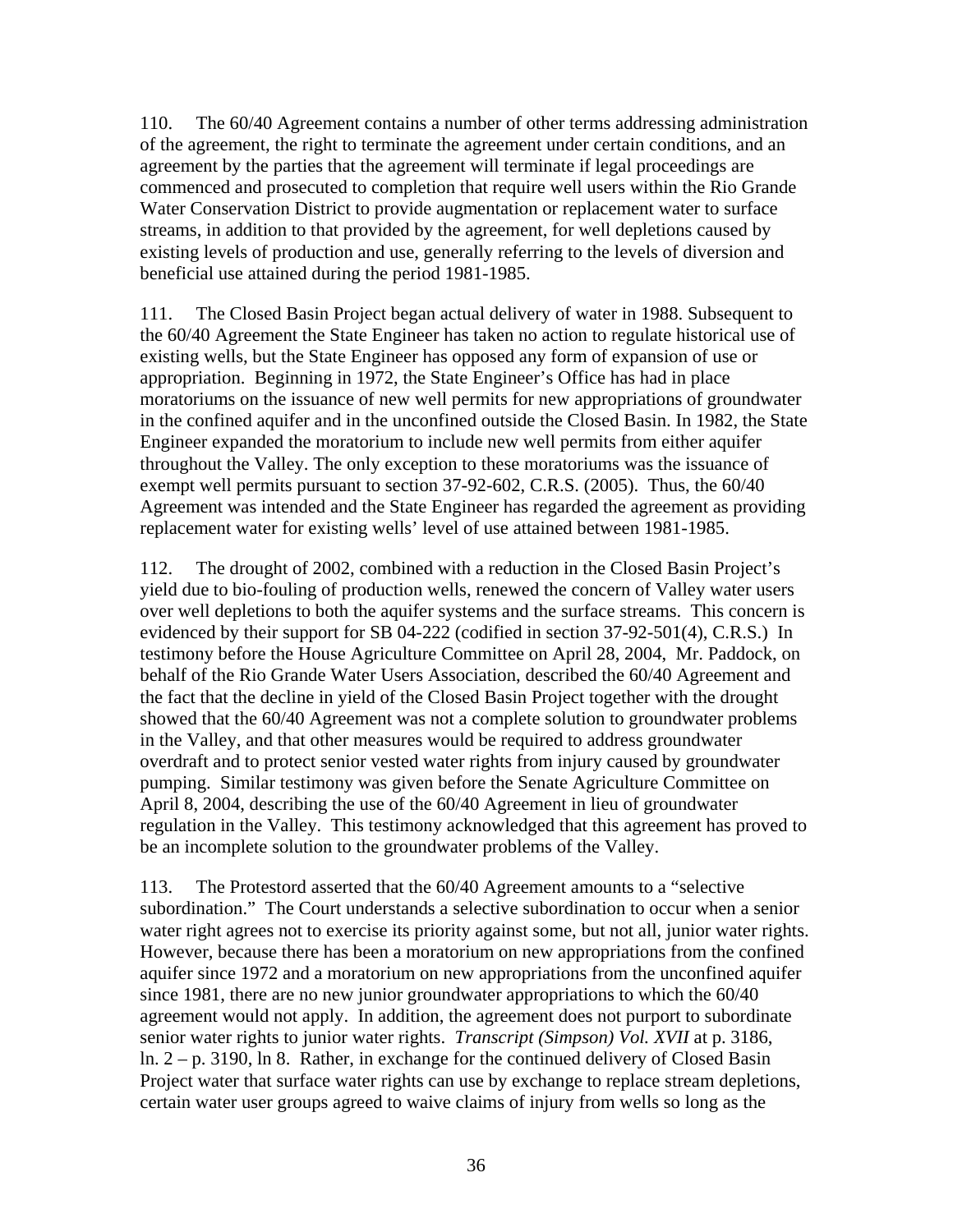110. The 60/40 Agreement contains a number of other terms addressing administration of the agreement, the right to terminate the agreement under certain conditions, and an agreement by the parties that the agreement will terminate if legal proceedings are commenced and prosecuted to completion that require well users within the Rio Grande Water Conservation District to provide augmentation or replacement water to surface streams, in addition to that provided by the agreement, for well depletions caused by existing levels of production and use, generally referring to the levels of diversion and beneficial use attained during the period 1981-1985.

111. The Closed Basin Project began actual delivery of water in 1988. Subsequent to the 60/40 Agreement the State Engineer has taken no action to regulate historical use of existing wells, but the State Engineer has opposed any form of expansion of use or appropriation. Beginning in 1972, the State Engineer's Office has had in place moratoriums on the issuance of new well permits for new appropriations of groundwater in the confined aquifer and in the unconfined outside the Closed Basin. In 1982, the State Engineer expanded the moratorium to include new well permits from either aquifer throughout the Valley. The only exception to these moratoriums was the issuance of exempt well permits pursuant to section 37-92-602, C.R.S. (2005). Thus, the 60/40 Agreement was intended and the State Engineer has regarded the agreement as providing replacement water for existing wells' level of use attained between 1981-1985.

112. The drought of 2002, combined with a reduction in the Closed Basin Project's yield due to bio-fouling of production wells, renewed the concern of Valley water users over well depletions to both the aquifer systems and the surface streams. This concern is evidenced by their support for SB 04-222 (codified in section 37-92-501(4), C.R.S.) In testimony before the House Agriculture Committee on April 28, 2004, Mr. Paddock, on behalf of the Rio Grande Water Users Association, described the 60/40 Agreement and the fact that the decline in yield of the Closed Basin Project together with the drought showed that the 60/40 Agreement was not a complete solution to groundwater problems in the Valley, and that other measures would be required to address groundwater overdraft and to protect senior vested water rights from injury caused by groundwater pumping. Similar testimony was given before the Senate Agriculture Committee on April 8, 2004, describing the use of the 60/40 Agreement in lieu of groundwater regulation in the Valley. This testimony acknowledged that this agreement has proved to be an incomplete solution to the groundwater problems of the Valley.

113. The Protestord asserted that the 60/40 Agreement amounts to a "selective subordination." The Court understands a selective subordination to occur when a senior water right agrees not to exercise its priority against some, but not all, junior water rights. However, because there has been a moratorium on new appropriations from the confined aquifer since 1972 and a moratorium on new appropriations from the unconfined aquifer since 1981, there are no new junior groundwater appropriations to which the 60/40 agreement would not apply. In addition, the agreement does not purport to subordinate senior water rights to junior water rights. *Transcript (Simpson) Vol. XVII* at p. 3186, ln. 2 – p. 3190, ln 8. Rather, in exchange for the continued delivery of Closed Basin Project water that surface water rights can use by exchange to replace stream depletions, certain water user groups agreed to waive claims of injury from wells so long as the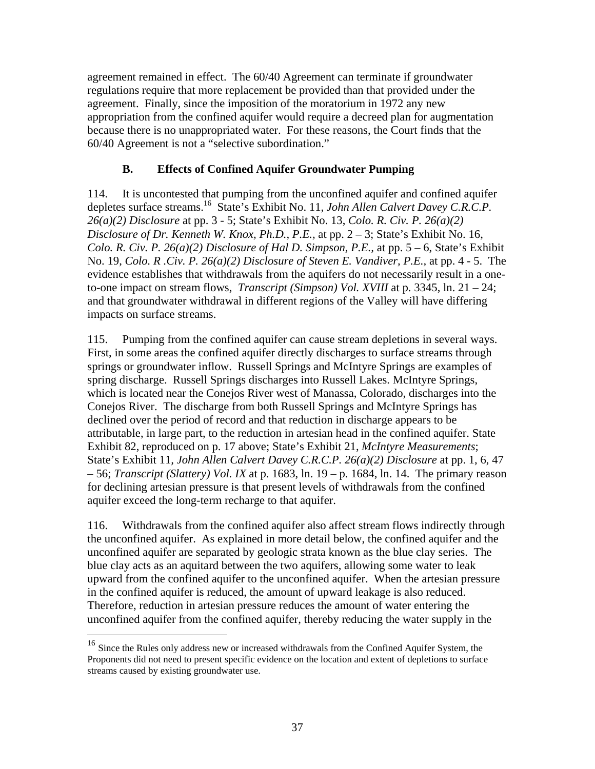agreement remained in effect. The 60/40 Agreement can terminate if groundwater regulations require that more replacement be provided than that provided under the agreement. Finally, since the imposition of the moratorium in 1972 any new appropriation from the confined aquifer would require a decreed plan for augmentation because there is no unappropriated water. For these reasons, the Court finds that the 60/40 Agreement is not a "selective subordination."

### B. Effects of Confined Aquifer Groundwater Pumping

114. It is uncontested that pumping from the unconfined aquifer and confined aquifer depletes surface streams.[16] State's Exhibit No. 11, *John Allen Calvert Davey C.R.C.P. 26(a)(2) Disclosure* at pp. 3 - 5; State's Exhibit No. 13, *Colo. R. Civ. P. 26(a)(2) Disclosure of Dr. Kenneth W. Knox, Ph.D., P.E.*, at pp. 2 – 3; State's Exhibit No. 16, *Colo. R. Civ. P. 26(a)(2) Disclosure of Hal D. Simpson, P.E.*, at pp. 5 – 6, State's Exhibit No. 19, *Colo. R .Civ. P. 26(a)(2) Disclosure of Steven E. Vandiver, P.E.*, at pp. 4 - 5. The evidence establishes that withdrawals from the aquifers do not necessarily result in a one-to-one impact on stream flows, *Transcript (Simpson) Vol. XVIII* at p. 3345, ln. 21 – 24; and that groundwater withdrawal in different regions of the Valley will have differing impacts on surface streams.

115. Pumping from the confined aquifer can cause stream depletions in several ways. First, in some areas the confined aquifer directly discharges to surface streams through springs or groundwater inflow. Russell Springs and McIntyre Springs are examples of spring discharge. Russell Springs discharges into Russell Lakes. McIntyre Springs, which is located near the Conejos River west of Manassa, Colorado, discharges into the Conejos River. The discharge from both Russell Springs and McIntyre Springs has declined over the period of record and that reduction in discharge appears to be attributable, in large part, to the reduction in artesian head in the confined aquifer. State Exhibit 82, reproduced on p. 17 above; State's Exhibit 21, *McIntyre Measurements*; State's Exhibit 11, *John Allen Calvert Davey C.R.C.P. 26(a)(2) Disclosure* at pp. 1, 6, 47 – 56; *Transcript (Slattery) Vol. IX* at p. 1683, ln. 19 – p. 1684, ln. 14. The primary reason for declining artesian pressure is that present levels of withdrawals from the confined aquifer exceed the long-term recharge to that aquifer.

116. Withdrawals from the confined aquifer also affect stream flows indirectly through the unconfined aquifer. As explained in more detail below, the confined aquifer and the unconfined aquifer are separated by geologic strata known as the blue clay series. The blue clay acts as an aquitard between the two aquifers, allowing some water to leak upward from the confined aquifer to the unconfined aquifer. When the artesian pressure in the confined aquifer is reduced, the amount of upward leakage is also reduced. Therefore, reduction in artesian pressure reduces the amount of water entering the unconfined aquifer from the confined aquifer, thereby reducing the water supply in the

[16] Since the Rules only address new or increased withdrawals from the Confined Aquifer System, the Proponents did not need to present specific evidence on the location and extent of depletions to surface streams caused by existing groundwater use.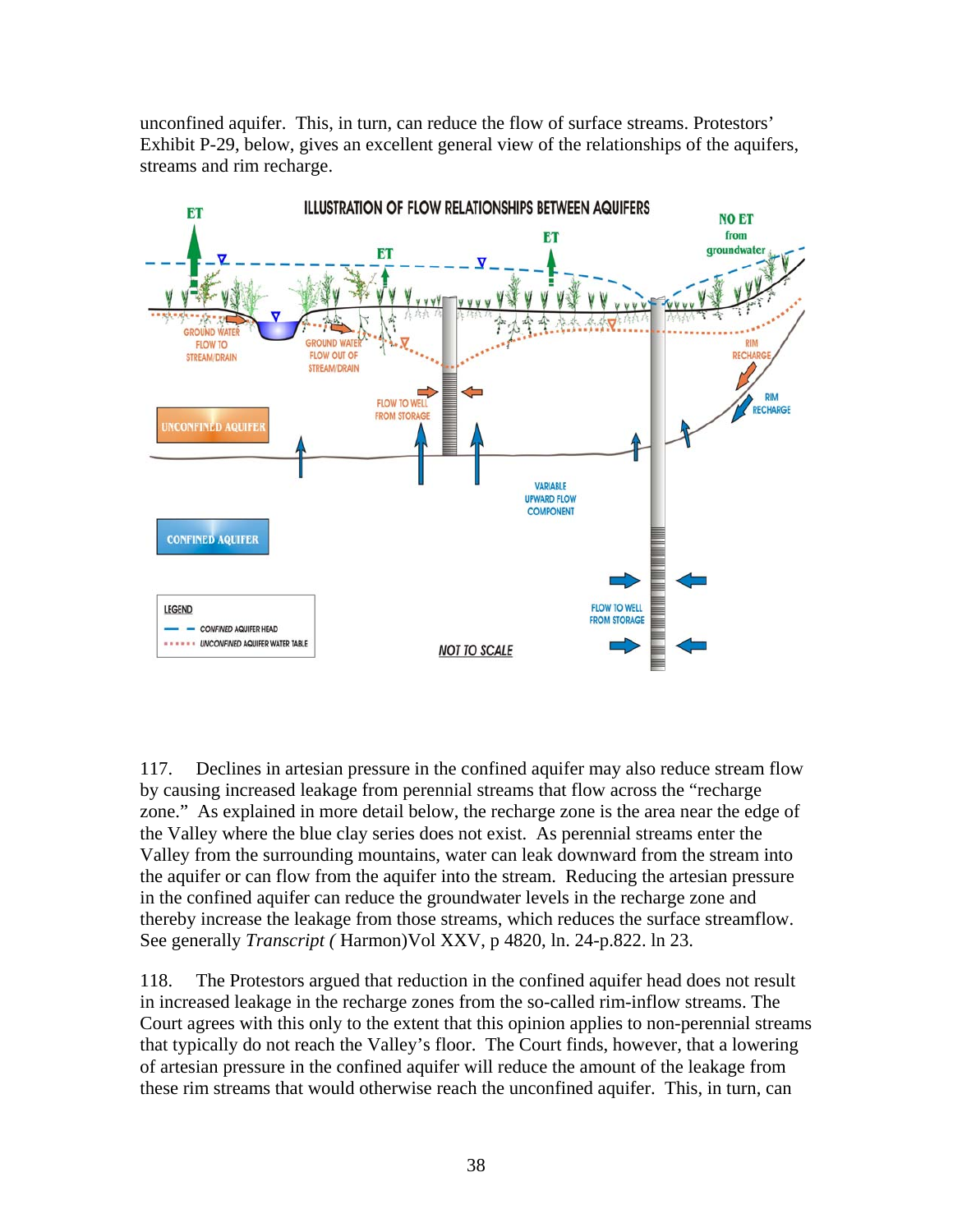unconfined aquifer. This, in turn, can reduce the flow of surface streams. Protestors' Exhibit P-29, below, gives an excellent general view of the relationships of the aquifers, streams and rim recharge.

117. Declines in artesian pressure in the confined aquifer may also reduce stream flow by causing increased leakage from perennial streams that flow across the "recharge zone." As explained in more detail below, the recharge zone is the area near the edge of the Valley where the blue clay series does not exist. As perennial streams enter the Valley from the surrounding mountains, water can leak downward from the stream into the aquifer or can flow from the aquifer into the stream. Reducing the artesian pressure in the confined aquifer can reduce the groundwater levels in the recharge zone and thereby increase the leakage from those streams, which reduces the surface streamflow. See generally *Transcript (* Harmon)Vol XXV, p 4820, ln. 24-p.822. ln 23.

118. The Protestors argued that reduction in the confined aquifer head does not result in increased leakage in the recharge zones from the so-called rim-inflow streams. The Court agrees with this only to the extent that this opinion applies to non-perennial streams that typically do not reach the Valley's floor. The Court finds, however, that a lowering of artesian pressure in the confined aquifer will reduce the amount of the leakage from these rim streams that would otherwise reach the unconfined aquifer. This, in turn, can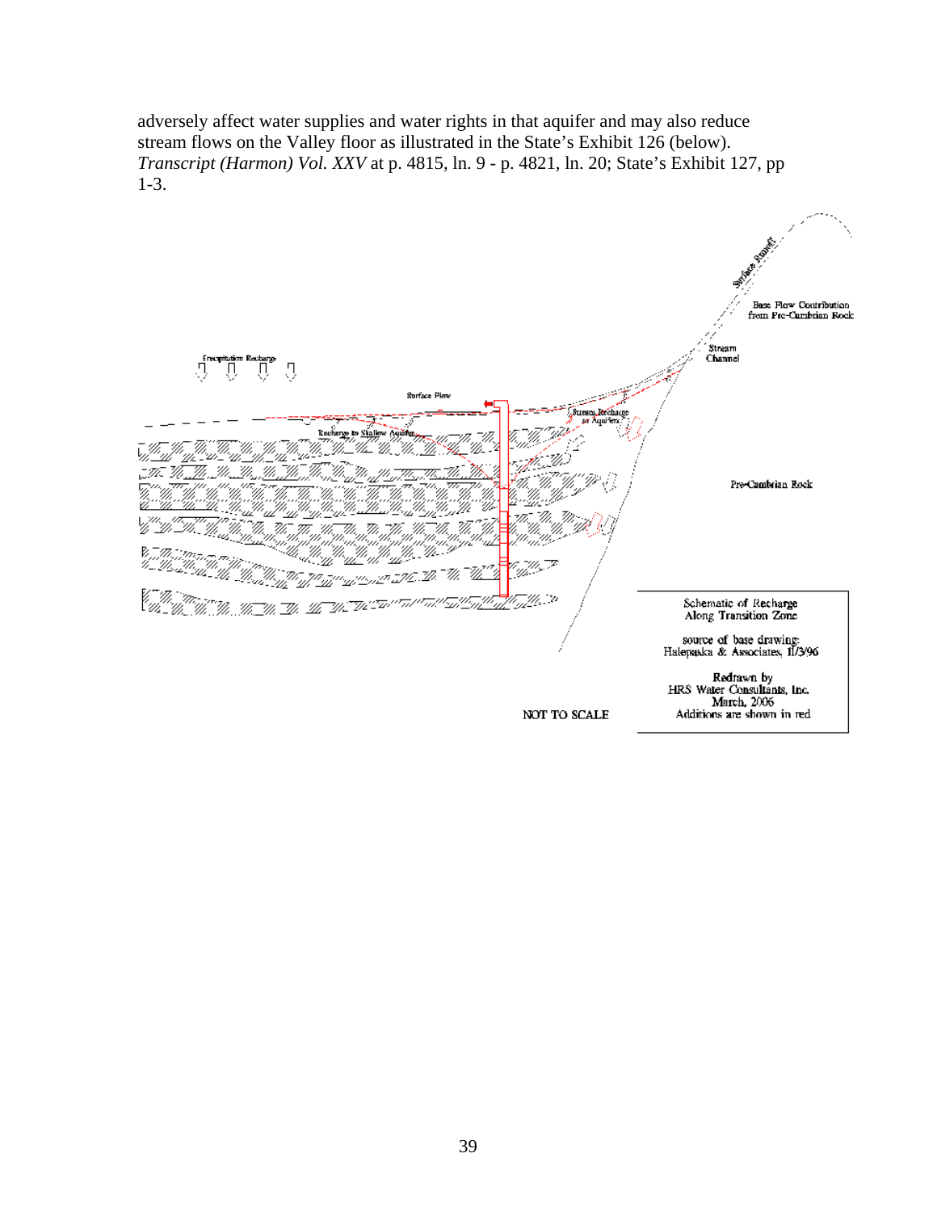adversely affect water supplies and water rights in that aquifer and may also reduce stream flows on the Valley floor as illustrated in the State's Exhibit 126 (below). *Transcript (Harmon) Vol. XXV* at p. 4815, ln. 9 - p. 4821, ln. 20; State's Exhibit 127, pp 1-3.

Surface Runoff

Base Flow Contribution from Pre-Cambrian Rock

Stream Channel

Precipitation Recharge

Surface Flow

Stream Recharge to Aquifers

Recharge to Shallow Aquifer

Pre-Cambrian Rock

Schematic of Recharge Along Transition Zone

source of base drawing: Halepaska & Associates, 11/3/96

Redrawn by HRS Water Consultants, Inc. March, 2006 Additions are shown in red

NOT TO SCALE